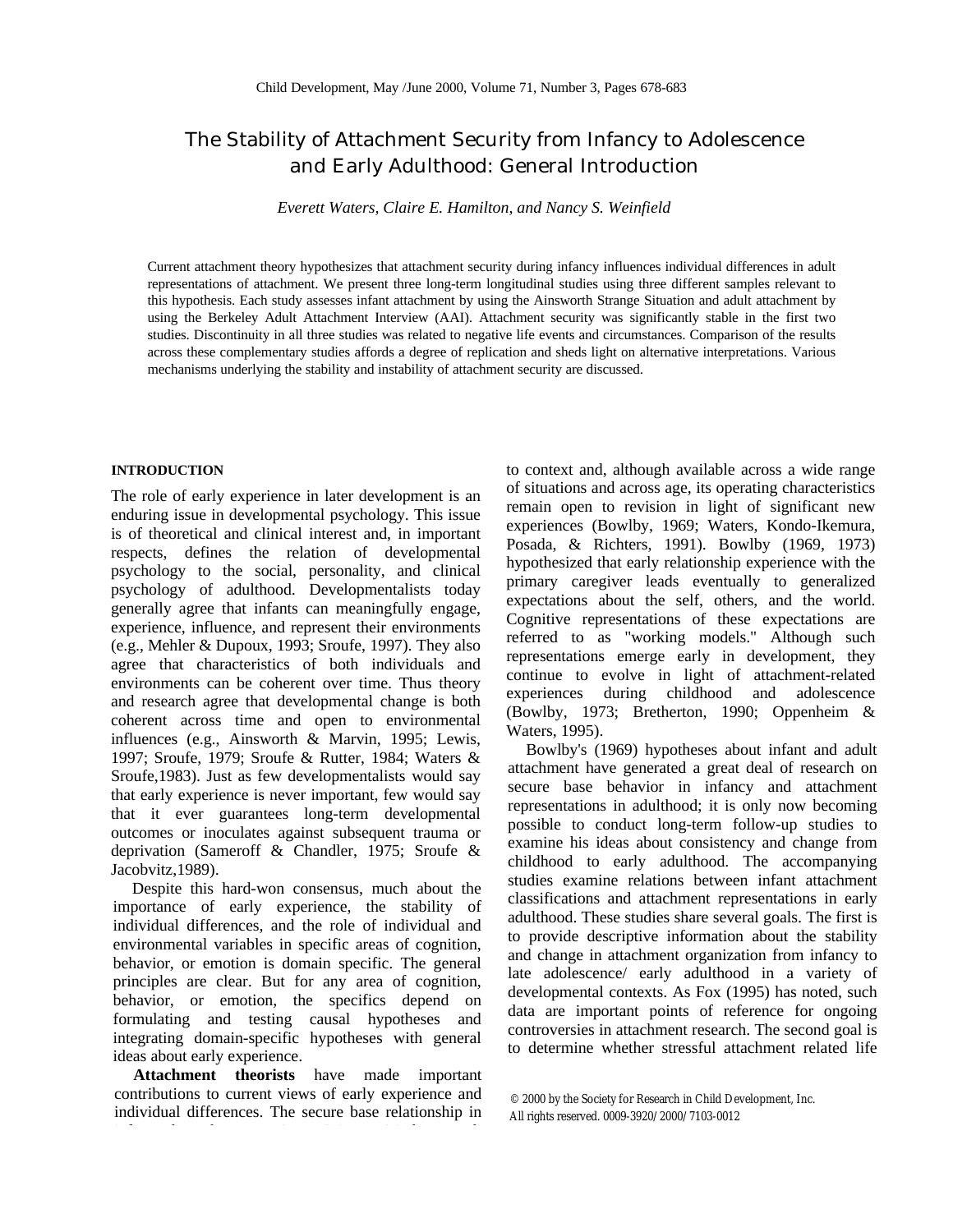# The Stability of Attachment Security from Infancy to Adolescence and Early Adulthood: General Introduction

*Everett Waters, Claire E. Hamilton, and Nancy S. Weinfield*

Current attachment theory hypothesizes that attachment security during infancy influences individual differences in adult representations of attachment. We present three long-term longitudinal studies using three different samples relevant to this hypothesis. Each study assesses infant attachment by using the Ainsworth Strange Situation and adult attachment by using the Berkeley Adult Attachment Interview (AAI). Attachment security was significantly stable in the first two studies. Discontinuity in all three studies was related to negative life events and circumstances. Comparison of the results across these complementary studies affords a degree of replication and sheds light on alternative interpretations. Various mechanisms underlying the stability and instability of attachment security are discussed.

## INTRODUCTION

The role of early experience in later development is an enduring issue in developmental psychology. This issue is of theoretical and clinical interest and, in important respects, defines the relation of developmental psychology to the social, personality, and clinical psychology of adulthood. Developmentalists today generally agree that infants can meaningfully engage, experience, influence, and represent their environments (e.g., Mehler & Dupoux, 1993; Sroufe, 1997). They also agree that characteristics of both individuals and environments can be coherent over time. Thus theory and research agree that developmental change is both coherent across time and open to environmental influences (e.g., Ainsworth & Marvin, 1995; Lewis, 1997; Sroufe, 1979; Sroufe & Rutter, 1984; Waters & Sroufe,1983). Just as few developmentalists would say that early experience is never important, few would say that it ever guarantees long-term developmental outcomes or inoculates against subsequent trauma or deprivation (Sameroff & Chandler, 1975; Sroufe & Jacobvitz,1989).

Despite this hard-won consensus, much about the importance of early experience, the stability of individual differences, and the role of individual and environmental variables in specific areas of cognition, behavior, or emotion is domain specific. The general principles are clear. But for any area of cognition, behavior, or emotion, the specifics depend on formulating and testing causal hypotheses and integrating domain-specific hypotheses with general ideas about early experience.

**Attachment theorists** have made important contributions to current views of early experience and individual differences. The secure base relationship in to context and, although available across a wide range of situations and across age, its operating characteristics remain open to revision in light of significant new experiences (Bowlby, 1969; Waters, Kondo-Ikemura, Posada, & Richters, 1991). Bowlby (1969, 1973) hypothesized that early relationship experience with the primary caregiver leads eventually to generalized expectations about the self, others, and the world. Cognitive representations of these expectations are referred to as "working models." Although such representations emerge early in development, they continue to evolve in light of attachment-related experiences during childhood and adolescence (Bowlby, 1973; Bretherton, 1990; Oppenheim & Waters, 1995).

Bowlby's (1969) hypotheses about infant and adult attachment have generated a great deal of research on secure base behavior in infancy and attachment representations in adulthood; it is only now becoming possible to conduct long-term follow-up studies to examine his ideas about consistency and change from childhood to early adulthood. The accompanying studies examine relations between infant attachment classifications and attachment representations in early adulthood. These studies share several goals. The first is to provide descriptive information about the stability and change in attachment organization from infancy to late adolescence/ early adulthood in a variety of developmental contexts. As Fox (1995) has noted, such data are important points of reference for ongoing controversies in attachment research. The second goal is to determine whether stressful attachment related life

© 2000 by the Society for Research in Child Development, Inc.
All rights reserved. 0009-3920/2000/7103-0012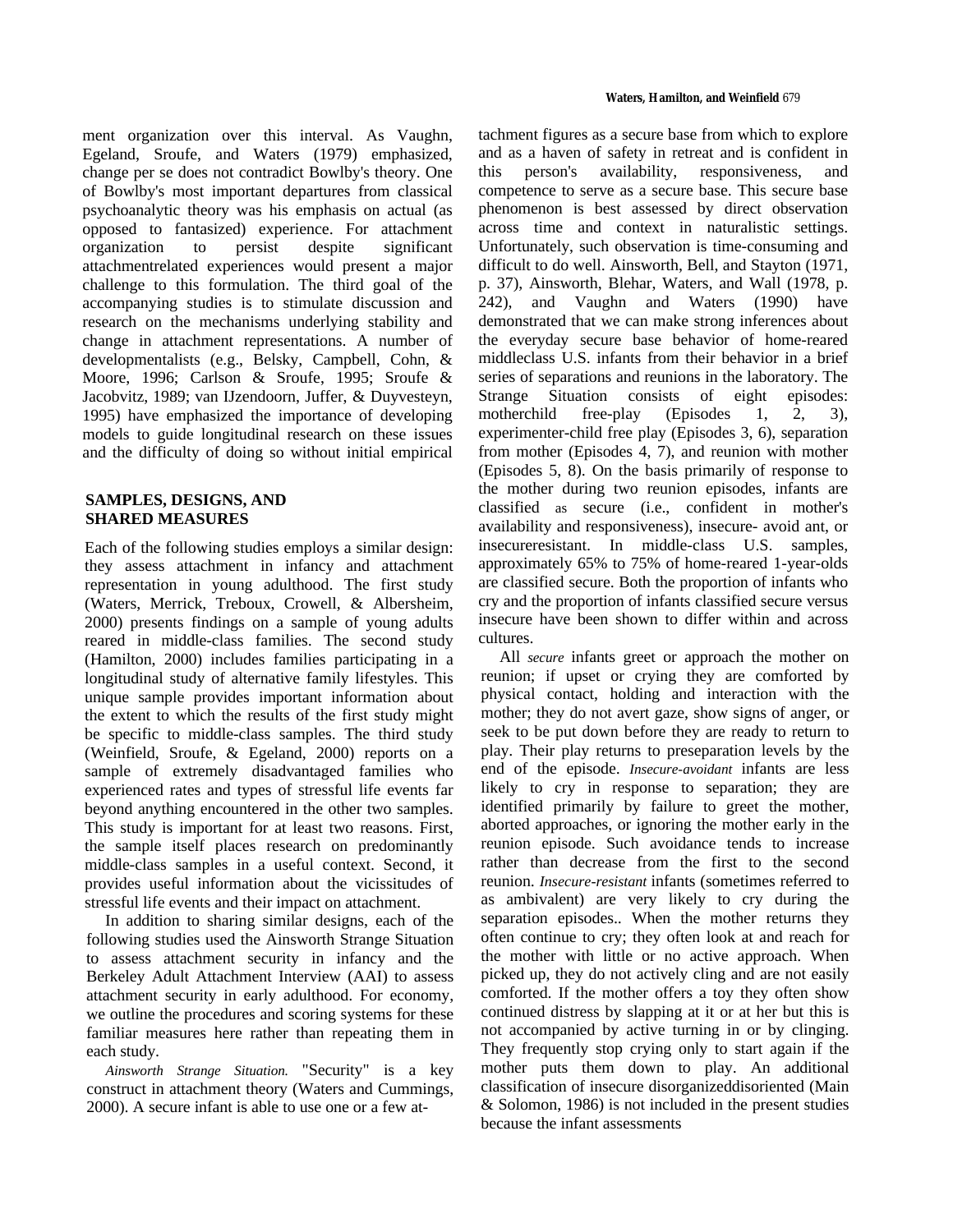ment organization over this interval. As Vaughn, Egeland, Sroufe, and Waters (1979) emphasized, change per se does not contradict Bowlby's theory. One of Bowlby's most important departures from classical psychoanalytic theory was his emphasis on actual (as opposed to fantasized) experience. For attachment organization to persist despite significant attachmentrelated experiences would present a major challenge to this formulation. The third goal of the accompanying studies is to stimulate discussion and research on the mechanisms underlying stability and change in attachment representations. A number of developmentalists (e.g., Belsky, Campbell, Cohn, & Moore, 1996; Carlson & Sroufe, 1995; Sroufe & Jacobvitz, 1989; van IJzendoorn, Juffer, & Duyvesteyn, 1995) have emphasized the importance of developing models to guide longitudinal research on these issues and the difficulty of doing so without initial empirical

## SAMPLES, DESIGNS, AND SHARED MEASURES

Each of the following studies employs a similar design: they assess attachment in infancy and attachment representation in young adulthood. The first study (Waters, Merrick, Treboux, Crowell, & Albersheim, 2000) presents findings on a sample of young adults reared in middle-class families. The second study (Hamilton, 2000) includes families participating in a longitudinal study of alternative family lifestyles. This unique sample provides important information about the extent to which the results of the first study might be specific to middle-class samples. The third study (Weinfield, Sroufe, & Egeland, 2000) reports on a sample of extremely disadvantaged families who experienced rates and types of stressful life events far beyond anything encountered in the other two samples. This study is important for at least two reasons. First, the sample itself places research on predominantly middle-class samples in a useful context. Second, it provides useful information about the vicissitudes of stressful life events and their impact on attachment.

In addition to sharing similar designs, each of the following studies used the Ainsworth Strange Situation to assess attachment security in infancy and the Berkeley Adult Attachment Interview (AAI) to assess attachment security in early adulthood. For economy, we outline the procedures and scoring systems for these familiar measures here rather than repeating them in each study.

*Ainsworth Strange Situation.* "Security" is a key construct in attachment theory (Waters and Cummings, 2000). A secure infant is able to use one or a few attachment figures as a secure base from which to explore and as a haven of safety in retreat and is confident in this person's availability, responsiveness, and competence to serve as a secure base. This secure base phenomenon is best assessed by direct observation across time and context in naturalistic settings. Unfortunately, such observation is time-consuming and difficult to do well. Ainsworth, Bell, and Stayton (1971, p. 37), Ainsworth, Blehar, Waters, and Wall (1978, p. 242), and Vaughn and Waters (1990) have demonstrated that we can make strong inferences about the everyday secure base behavior of home-reared middleclass U.S. infants from their behavior in a brief series of separations and reunions in the laboratory. The Strange Situation consists of eight episodes: motherchild free-play (Episodes 1, 2, 3), experimenter-child free play (Episodes 3, 6), separation from mother (Episodes 4, 7), and reunion with mother (Episodes 5, 8). On the basis primarily of response to the mother during two reunion episodes, infants are classified as secure (i.e., confident in mother's availability and responsiveness), insecure- avoid ant, or insecureresistant. In middle-class U.S. samples, approximately 65% to 75% of home-reared 1-year-olds are classified secure. Both the proportion of infants who cry and the proportion of infants classified secure versus insecure have been shown to differ within and across cultures.

All *secure* infants greet or approach the mother on reunion; if upset or crying they are comforted by physical contact, holding and interaction with the mother; they do not avert gaze, show signs of anger, or seek to be put down before they are ready to return to play. Their play returns to preseparation levels by the end of the episode. *Insecure-avoidant* infants are less likely to cry in response to separation; they are identified primarily by failure to greet the mother, aborted approaches, or ignoring the mother early in the reunion episode. Such avoidance tends to increase rather than decrease from the first to the second reunion. *Insecure-resistant* infants (sometimes referred to as ambivalent) are very likely to cry during the separation episodes.. When the mother returns they often continue to cry; they often look at and reach for the mother with little or no active approach. When picked up, they do not actively cling and are not easily comforted. If the mother offers a toy they often show continued distress by slapping at it or at her but this is not accompanied by active turning in or by clinging. They frequently stop crying only to start again if the mother puts them down to play. An additional classification of insecure disorganizeddisoriented (Main & Solomon, 1986) is not included in the present studies because the infant assessments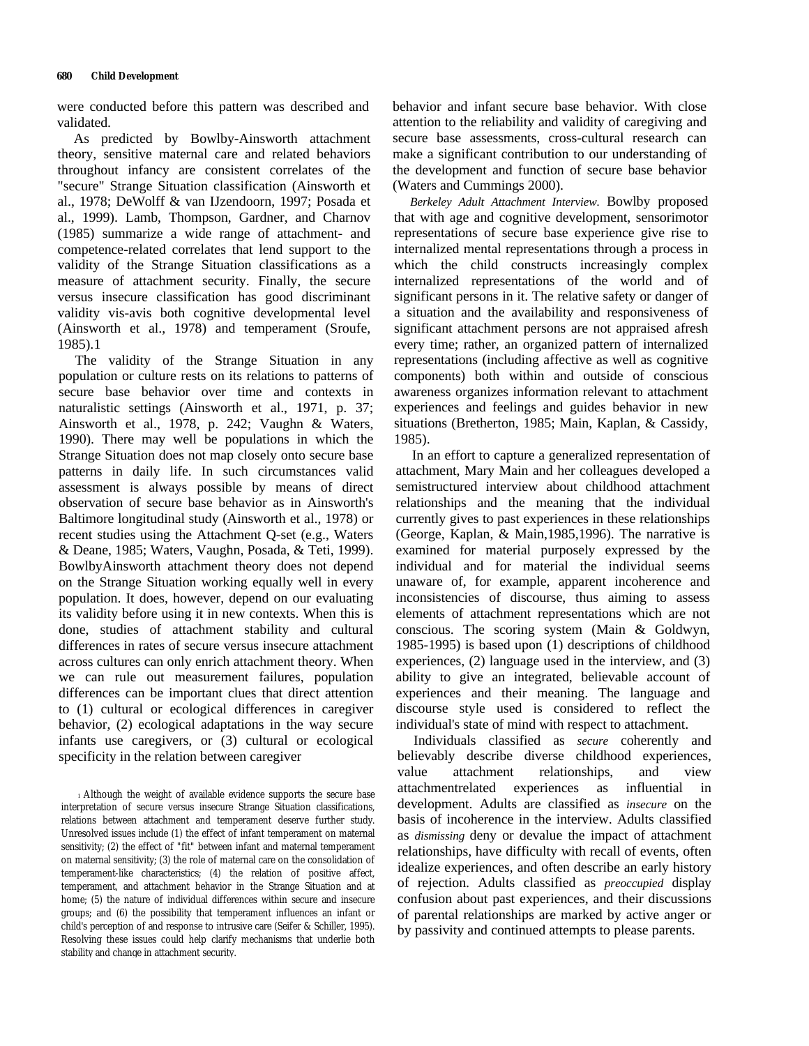were conducted before this pattern was described and validated.

As predicted by Bowlby-Ainsworth attachment theory, sensitive maternal care and related behaviors throughout infancy are consistent correlates of the "secure" Strange Situation classification (Ainsworth et al., 1978; DeWolff & van IJzendoorn, 1997; Posada et al., 1999). Lamb, Thompson, Gardner, and Charnov (1985) summarize a wide range of attachment- and competence-related correlates that lend support to the validity of the Strange Situation classifications as a measure of attachment security. Finally, the secure versus insecure classification has good discriminant validity vis-avis both cognitive developmental level (Ainsworth et al., 1978) and temperament (Sroufe, 1985).1

The validity of the Strange Situation in any population or culture rests on its relations to patterns of secure base behavior over time and contexts in naturalistic settings (Ainsworth et al., 1971, p. 37; Ainsworth et al., 1978, p. 242; Vaughn & Waters, 1990). There may well be populations in which the Strange Situation does not map closely onto secure base patterns in daily life. In such circumstances valid assessment is always possible by means of direct observation of secure base behavior as in Ainsworth's Baltimore longitudinal study (Ainsworth et al., 1978) or recent studies using the Attachment Q-set (e.g., Waters & Deane, 1985; Waters, Vaughn, Posada, & Teti, 1999). BowlbyAinsworth attachment theory does not depend on the Strange Situation working equally well in every population. It does, however, depend on our evaluating its validity before using it in new contexts. When this is done, studies of attachment stability and cultural differences in rates of secure versus insecure attachment across cultures can only enrich attachment theory. When we can rule out measurement failures, population differences can be important clues that direct attention to (1) cultural or ecological differences in caregiver behavior, (2) ecological adaptations in the way secure infants use caregivers, or (3) cultural or ecological specificity in the relation between caregiver behavior and infant secure base behavior. With close attention to the reliability and validity of caregiving and secure base assessments, cross-cultural research can make a significant contribution to our understanding of the development and function of secure base behavior (Waters and Cummings 2000).

*Berkeley Adult Attachment Interview.* Bowlby proposed that with age and cognitive development, sensorimotor representations of secure base experience give rise to internalized mental representations through a process in which the child constructs increasingly complex internalized representations of the world and of significant persons in it. The relative safety or danger of a situation and the availability and responsiveness of significant attachment persons are not appraised afresh every time; rather, an organized pattern of internalized representations (including affective as well as cognitive components) both within and outside of conscious awareness organizes information relevant to attachment experiences and feelings and guides behavior in new situations (Bretherton, 1985; Main, Kaplan, & Cassidy, 1985).

In an effort to capture a generalized representation of attachment, Mary Main and her colleagues developed a semistructured interview about childhood attachment relationships and the meaning that the individual currently gives to past experiences in these relationships (George, Kaplan, & Main,1985,1996). The narrative is examined for material purposely expressed by the individual and for material the individual seems unaware of, for example, apparent incoherence and inconsistencies of discourse, thus aiming to assess elements of attachment representations which are not conscious. The scoring system (Main & Goldwyn, 1985-1995) is based upon (1) descriptions of childhood experiences, (2) language used in the interview, and (3) ability to give an integrated, believable account of experiences and their meaning. The language and discourse style used is considered to reflect the individual's state of mind with respect to attachment.

Individuals classified as *secure* coherently and believably describe diverse childhood experiences, value attachment relationships, and view attachmentrelated experiences as influential in development. Adults are classified as *insecure* on the basis of incoherence in the interview. Adults classified as *dismissing* deny or devalue the impact of attachment relationships, have difficulty with recall of events, often idealize experiences, and often describe an early history of rejection. Adults classified as *preoccupied* display confusion about past experiences, and their discussions of parental relationships are marked by active anger or by passivity and continued attempts to please parents.

[1] Although the weight of available evidence supports the secure base interpretation of secure versus insecure Strange Situation classifications, relations between attachment and temperament deserve further study. Unresolved issues include (1) the effect of infant temperament on maternal sensitivity; (2) the effect of "fit" between infant and maternal temperament on maternal sensitivity; (3) the role of maternal care on the consolidation of temperament-like characteristics; (4) the relation of positive affect, temperament, and attachment behavior in the Strange Situation and at home; (5) the nature of individual differences within secure and insecure groups; and (6) the possibility that temperament influences an infant or child's perception of and response to intrusive care (Seifer & Schiller, 1995). Resolving these issues could help clarify mechanisms that underlie both stability and change in attachment security.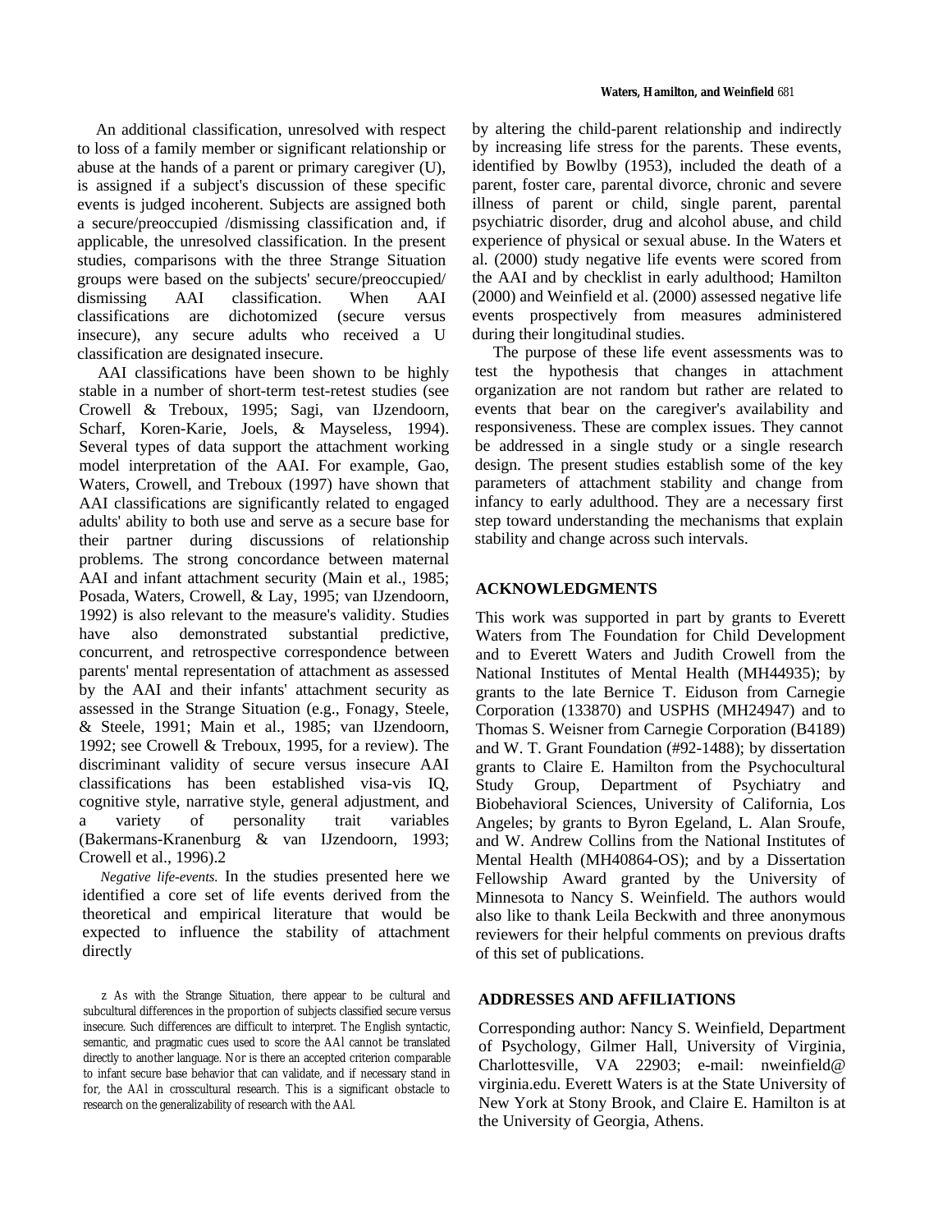An additional classification, unresolved with respect to loss of a family member or significant relationship or abuse at the hands of a parent or primary caregiver (U), is assigned if a subject's discussion of these specific events is judged incoherent. Subjects are assigned both a secure/preoccupied /dismissing classification and, if applicable, the unresolved classification. In the present studies, comparisons with the three Strange Situation groups were based on the subjects' secure/preoccupied/ dismissing AAI classification. When AAI classifications are dichotomized (secure versus insecure), any secure adults who received a U classification are designated insecure.

AAI classifications have been shown to be highly stable in a number of short-term test-retest studies (see Crowell & Treboux, 1995; Sagi, van IJzendoorn, Scharf, Koren-Karie, Joels, & Mayseless, 1994). Several types of data support the attachment working model interpretation of the AAI. For example, Gao, Waters, Crowell, and Treboux (1997) have shown that AAI classifications are significantly related to engaged adults' ability to both use and serve as a secure base for their partner during discussions of relationship problems. The strong concordance between maternal AAI and infant attachment security (Main et al., 1985; Posada, Waters, Crowell, & Lay, 1995; van IJzendoorn, 1992) is also relevant to the measure's validity. Studies have also demonstrated substantial predictive, concurrent, and retrospective correspondence between parents' mental representation of attachment as assessed by the AAI and their infants' attachment security as assessed in the Strange Situation (e.g., Fonagy, Steele, & Steele, 1991; Main et al., 1985; van IJzendoorn, 1992; see Crowell & Treboux, 1995, for a review). The discriminant validity of secure versus insecure AAI classifications has been established visa-vis IQ, cognitive style, narrative style, general adjustment, and a variety of personality trait variables (Bakermans-Kranenburg & van IJzendoorn, 1993; Crowell et al., 1996).[2]

*Negative life-events.* In the studies presented here we identified a core set of life events derived from the theoretical and empirical literature that would be expected to influence the stability of attachment directly by altering the child-parent relationship and indirectly by increasing life stress for the parents. These events, identified by Bowlby (1953), included the death of a parent, foster care, parental divorce, chronic and severe illness of parent or child, single parent, parental psychiatric disorder, drug and alcohol abuse, and child experience of physical or sexual abuse. In the Waters et al. (2000) study negative life events were scored from the AAI and by checklist in early adulthood; Hamilton (2000) and Weinfield et al. (2000) assessed negative life events prospectively from measures administered during their longitudinal studies.

The purpose of these life event assessments was to test the hypothesis that changes in attachment organization are not random but rather are related to events that bear on the caregiver's availability and responsiveness. These are complex issues. They cannot be addressed in a single study or a single research design. The present studies establish some of the key parameters of attachment stability and change from infancy to early adulthood. They are a necessary first step toward understanding the mechanisms that explain stability and change across such intervals.

[2] As with the Strange Situation, there appear to be cultural and subcultural differences in the proportion of subjects classified secure versus insecure. Such differences are difficult to interpret. The English syntactic, semantic, and pragmatic cues used to score the AAI cannot be translated directly to another language. Nor is there an accepted criterion comparable to infant secure base behavior that can validate, and if necessary stand in for, the AAI in crosscultural research. This is a significant obstacle to research on the generalizability of research with the AAI.

## ACKNOWLEDGMENTS

This work was supported in part by grants to Everett Waters from The Foundation for Child Development and to Everett Waters and Judith Crowell from the National Institutes of Mental Health (MH44935); by grants to the late Bernice T. Eiduson from Carnegie Corporation (133870) and USPHS (MH24947) and to Thomas S. Weisner from Carnegie Corporation (B4189) and W. T. Grant Foundation (#92-1488); by dissertation grants to Claire E. Hamilton from the Psychocultural Study Group, Department of Psychiatry and Biobehavioral Sciences, University of California, Los Angeles; by grants to Byron Egeland, L. Alan Sroufe, and W. Andrew Collins from the National Institutes of Mental Health (MH40864-OS); and by a Dissertation Fellowship Award granted by the University of Minnesota to Nancy S. Weinfield. The authors would also like to thank Leila Beckwith and three anonymous reviewers for their helpful comments on previous drafts of this set of publications.

## ADDRESSES AND AFFILIATIONS

Corresponding author: Nancy S. Weinfield, Department of Psychology, Gilmer Hall, University of Virginia, Charlottesville, VA 22903; e-mail: nweinfield@virginia.edu. Everett Waters is at the State University of New York at Stony Brook, and Claire E. Hamilton is at the University of Georgia, Athens.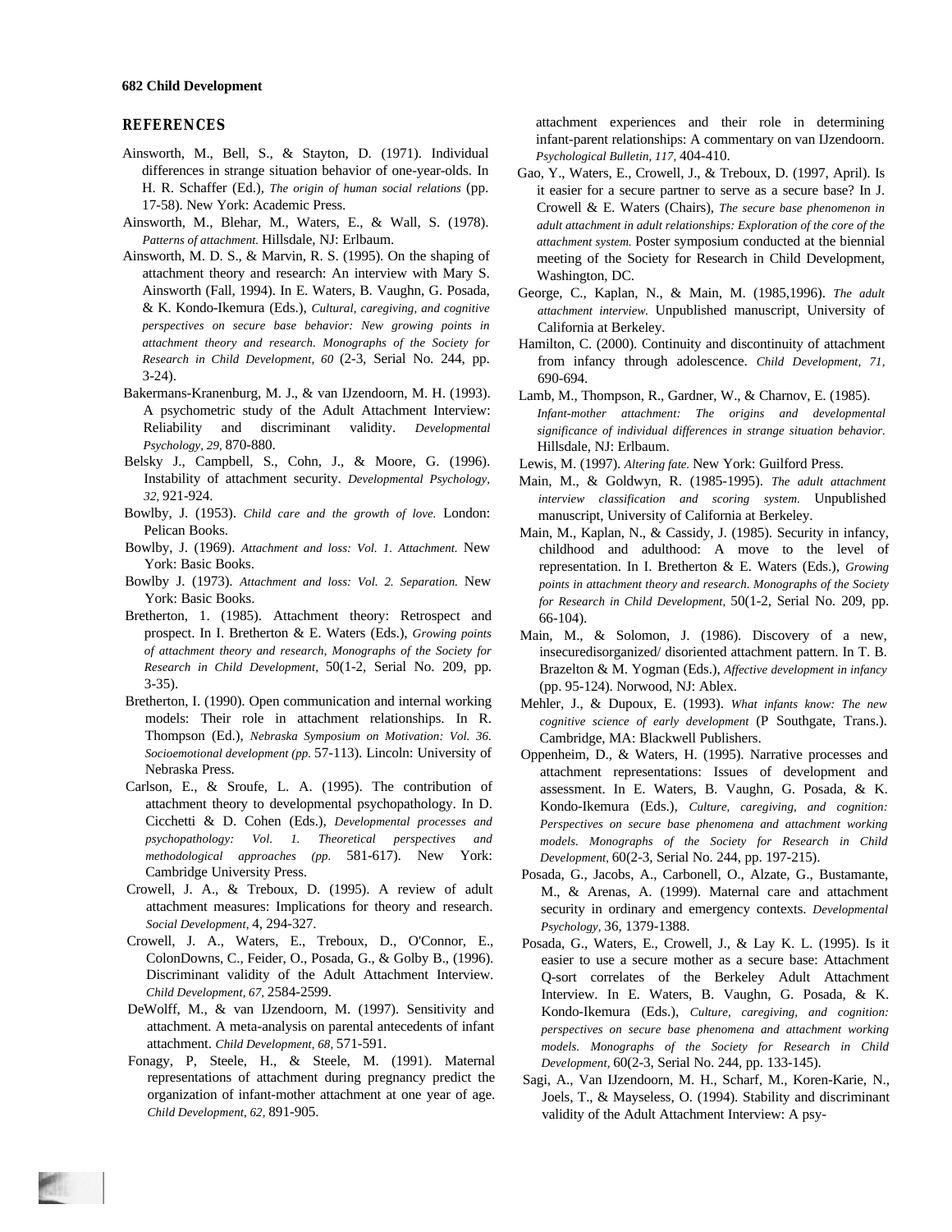## REFERENCES

Ainsworth, M., Bell, S., & Stayton, D. (1971). Individual differences in strange situation behavior of one-year-olds. In H. R. Schaffer (Ed.), *The origin of human social relations* (pp. 17-58). New York: Academic Press.

Ainsworth, M., Blehar, M., Waters, E., & Wall, S. (1978). *Patterns of attachment.* Hillsdale, NJ: Erlbaum.

Ainsworth, M. D. S., & Marvin, R. S. (1995). On the shaping of attachment theory and research: An interview with Mary S. Ainsworth (Fall, 1994). In E. Waters, B. Vaughn, G. Posada, & K. Kondo-Ikemura (Eds.), *Cultural, caregiving, and cognitive perspectives on secure base behavior: New growing points in attachment theory and research. Monographs of the Society for Research in Child Development, 60* (2-3, Serial No. 244, pp. 3-24).

Bakermans-Kranenburg, M. J., & van IJzendoorn, M. H. (1993). A psychometric study of the Adult Attachment Interview: Reliability and discriminant validity. *Developmental Psychology, 29,* 870-880.

Belsky J., Campbell, S., Cohn, J., & Moore, G. (1996). Instability of attachment security. *Developmental Psychology, 32,* 921-924.

Bowlby, J. (1953). *Child care and the growth of love.* London: Pelican Books.

Bowlby, J. (1969). *Attachment and loss: Vol. 1. Attachment.* New York: Basic Books.

Bowlby J. (1973). *Attachment and loss: Vol. 2. Separation.* New York: Basic Books.

Bretherton, 1. (1985). Attachment theory: Retrospect and prospect. In I. Bretherton & E. Waters (Eds.), *Growing points of attachment theory and research, Monographs of the Society for Research in Child Development,* 50(1-2, Serial No. 209, pp. 3-35).

Bretherton, I. (1990). Open communication and internal working models: Their role in attachment relationships. In R. Thompson (Ed.), *Nebraska Symposium on Motivation: Vol. 36. Socioemotional development (pp.* 57-113). Lincoln: University of Nebraska Press.

Carlson, E., & Sroufe, L. A. (1995). The contribution of attachment theory to developmental psychopathology. In D. Cicchetti & D. Cohen (Eds.), *Developmental processes and psychopathology: Vol. 1. Theoretical perspectives and methodological approaches (pp.* 581-617). New York: Cambridge University Press.

Crowell, J. A., & Treboux, D. (1995). A review of adult attachment measures: Implications for theory and research. *Social Development,* 4, 294-327.

Crowell, J. A., Waters, E., Treboux, D., O'Connor, E., ColonDowns, C., Feider, O., Posada, G., & Golby B., (1996). Discriminant validity of the Adult Attachment Interview. *Child Development, 67,* 2584-2599.

DeWolff, M., & van IJzendoorn, M. (1997). Sensitivity and attachment. A meta-analysis on parental antecedents of infant attachment. *Child Development, 68,* 571-591.

Fonagy, P, Steele, H., & Steele, M. (1991). Maternal representations of attachment during pregnancy predict the organization of infant-mother attachment at one year of age. *Child Development, 62,* 891-905.

attachment experiences and their role in determining infant-parent relationships: A commentary on van IJzendoorn. *Psychological Bulletin, 117,* 404-410.

Gao, Y., Waters, E., Crowell, J., & Treboux, D. (1997, April). Is it easier for a secure partner to serve as a secure base? In J. Crowell & E. Waters (Chairs), *The secure base phenomenon in adult attachment in adult relationships: Exploration of the core of the attachment system.* Poster symposium conducted at the biennial meeting of the Society for Research in Child Development, Washington, DC.

George, C., Kaplan, N., & Main, M. (1985,1996). *The adult attachment interview.* Unpublished manuscript, University of California at Berkeley.

Hamilton, C. (2000). Continuity and discontinuity of attachment from infancy through adolescence. *Child Development, 71,* 690-694.

Lamb, M., Thompson, R., Gardner, W., & Charnov, E. (1985). *Infant-mother attachment: The origins and developmental significance of individual differences in strange situation behavior.* Hillsdale, NJ: Erlbaum.

Lewis, M. (1997). *Altering fate.* New York: Guilford Press.

Main, M., & Goldwyn, R. (1985-1995). *The adult attachment interview classification and scoring system.* Unpublished manuscript, University of California at Berkeley.

Main, M., Kaplan, N., & Cassidy, J. (1985). Security in infancy, childhood and adulthood: A move to the level of representation. In I. Bretherton & E. Waters (Eds.), *Growing points in attachment theory and research. Monographs of the Society for Research in Child Development,* 50(1-2, Serial No. 209, pp. 66-104).

Main, M., & Solomon, J. (1986). Discovery of a new, insecuredisorganized/ disoriented attachment pattern. In T. B. Brazelton & M. Yogman (Eds.), *Affective development in infancy* (pp. 95-124). Norwood, NJ: Ablex.

Mehler, J., & Dupoux, E. (1993). *What infants know: The new cognitive science of early development* (P Southgate, Trans.). Cambridge, MA: Blackwell Publishers.

Oppenheim, D., & Waters, H. (1995). Narrative processes and attachment representations: Issues of development and assessment. In E. Waters, B. Vaughn, G. Posada, & K. Kondo-Ikemura (Eds.), *Culture, caregiving, and cognition: Perspectives on secure base phenomena and attachment working models. Monographs of the Society for Research in Child Development,* 60(2-3, Serial No. 244, pp. 197-215).

Posada, G., Jacobs, A., Carbonell, O., Alzate, G., Bustamante, M., & Arenas, A. (1999). Maternal care and attachment security in ordinary and emergency contexts. *Developmental Psychology,* 36, 1379-1388.

Posada, G., Waters, E., Crowell, J., & Lay K. L. (1995). Is it easier to use a secure mother as a secure base: Attachment Q-sort correlates of the Berkeley Adult Attachment Interview. In E. Waters, B. Vaughn, G. Posada, & K. Kondo-Ikemura (Eds.), *Culture, caregiving, and cognition: perspectives on secure base phenomena and attachment working models. Monographs of the Society for Research in Child Development,* 60(2-3, Serial No. 244, pp. 133-145).

Sagi, A., Van IJzendoorn, M. H., Scharf, M., Koren-Karie, N., Joels, T., & Mayseless, O. (1994). Stability and discriminant validity of the Adult Attachment Interview: A psy-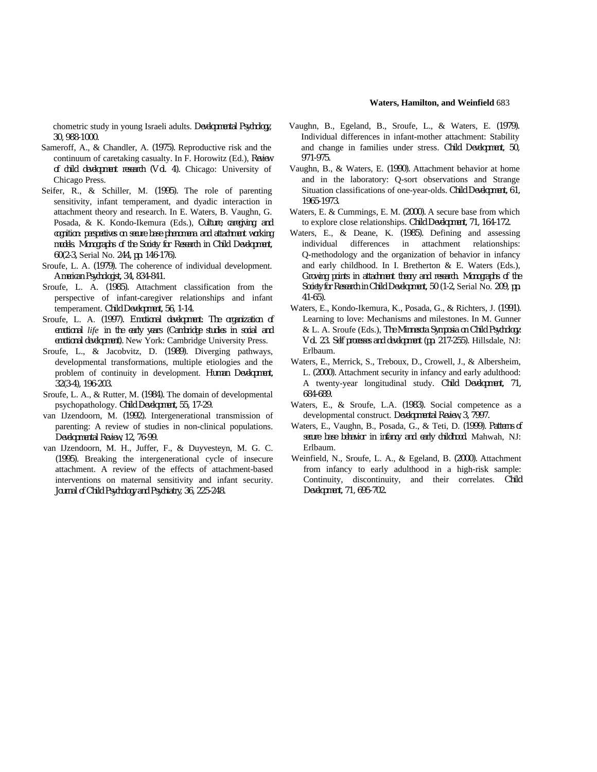chometric study in young Israeli adults. *Developmental Psychology, 30*, 988-1000.

Sameroff, A., & Chandler, A. (1975). Reproductive risk and the continuum of caretaking casualty. In F. Horowitz (Ed.), *Review of child development research (Vol. 4)*. Chicago: University of Chicago Press.

Seifer, R., & Schiller, M. (1995). The role of parenting sensitivity, infant temperament, and dyadic interaction in attachment theory and research. In E. Waters, B. Vaughn, G. Posada, & K. Kondo-Ikemura (Eds.), *Culture, caregiving and cognition: perspectives on secure base phenomena and attachment working models. Monographs of the Society for Research in Child Development, 60*(2-3, Serial No. 244, pp. 146-176).

Sroufe, L. A. (1979). The coherence of individual development. *American Psychologist, 34*, 834-841.

Sroufe, L. A. (1985). Attachment classification from the perspective of infant-caregiver relationships and infant temperament. *Child Development, 56*, 1-14.

Sroufe, L. A. (1997). *Emotional development: The organization of emotional life in the early years (Cambridge studies in social and emotional development)*. New York: Cambridge University Press.

Sroufe, L., & Jacobvitz, D. (1989). Diverging pathways, developmental transformations, multiple etiologies and the problem of continuity in development. *Human Development, 32*(3-4), 196-203.

Sroufe, L. A., & Rutter, M. (1984). The domain of developmental psychopathology. *Child Development, 55*, 17-29.

van IJzendoorn, M. (1992). Intergenerational transmission of parenting: A review of studies in non-clinical populations. *Developmental Review, 12*, 76-99.

van IJzendoorn, M. H., Juffer, F., & Duyvesteyn, M. G. C. (1995). Breaking the intergenerational cycle of insecure attachment. A review of the effects of attachment-based interventions on maternal sensitivity and infant security. *Journal of Child Psychology and Psychiatry, 36*, 225-248.

Vaughn, B., Egeland, B., Sroufe, L., & Waters, E. (1979). Individual differences in infant-mother attachment: Stability and change in families under stress. *Child Development, 50*, 971-975.

Vaughn, B., & Waters, E. (1990). Attachment behavior at home and in the laboratory: Q-sort observations and Strange Situation classifications of one-year-olds. *Child Development, 61*, 1965-1973.

Waters, E. & Cummings, E. M. (2000). A secure base from which to explore close relationships. *Child Development, 71*, 164-172.

Waters, E., & Deane, K. (1985). Defining and assessing individual differences in attachment relationships: Q-methodology and the organization of behavior in infancy and early childhood. In I. Bretherton & E. Waters (Eds.), *Growing points in attachment theory and research. Monographs of the Society for Research in Child Development, 50* (1-2, Serial No. 209, pp. 41-65).

Waters, E., Kondo-Ikemura, K., Posada, G., & Richters, J. (1991). Learning to love: Mechanisms and milestones. In M. Gunner & L. A. Sroufe (Eds.), *The Minnesota Symposia on Child Psychology: Vol. 23. Self processes and development* (pp. 217-255). Hillsdale, NJ: Erlbaum.

Waters, E., Merrick, S., Treboux, D., Crowell, J., & Albersheim, L. (2000). Attachment security in infancy and early adulthood: A twenty-year longitudinal study. *Child Development, 71*, 684-689.

Waters, E., & Sroufe, L.A. (1983). Social competence as a developmental construct. *Developmental Review, 3*, 7997.

Waters, E., Vaughn, B., Posada, G., & Teti, D. (1999). *Patterns of secure base behavior in infancy and early childhood*. Mahwah, NJ: Erlbaum.

Weinfield, N., Sroufe, L. A., & Egeland, B. (2000). Attachment from infancy to early adulthood in a high-risk sample: Continuity, discontinuity, and their correlates. *Child Development, 71*, 695-702.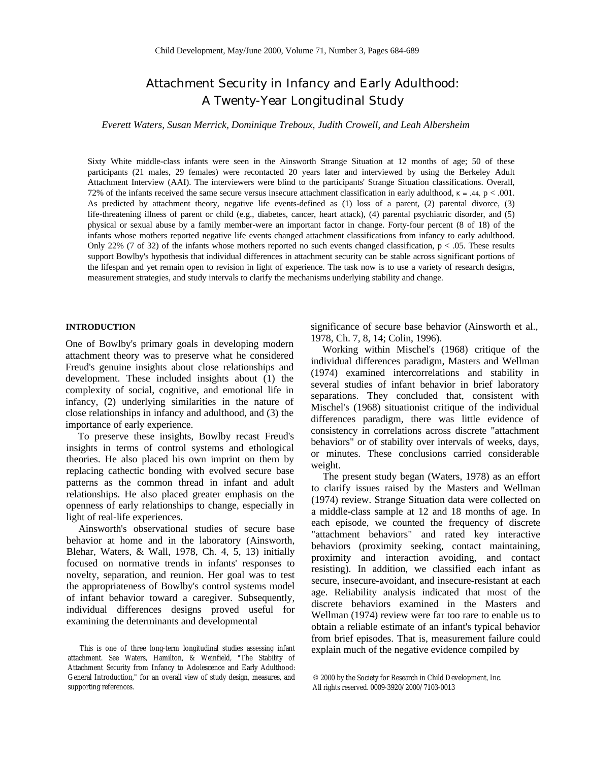# Attachment Security in Infancy and Early Adulthood: A Twenty-Year Longitudinal Study

*Everett Waters, Susan Merrick, Dominique Treboux, Judith Crowell, and Leah Albersheim*

Sixty White middle-class infants were seen in the Ainsworth Strange Situation at 12 months of age; 50 of these participants (21 males, 29 females) were recontacted 20 years later and interviewed by using the Berkeley Adult Attachment Interview (AAI). The interviewers were blind to the participants' Strange Situation classifications. Overall, 72% of the infants received the same secure versus insecure attachment classification in early adulthood, $\kappa = .44$, $p < .001$. As predicted by attachment theory, negative life events-defined as (1) loss of a parent, (2) parental divorce, (3) life-threatening illness of parent or child (e.g., diabetes, cancer, heart attack), (4) parental psychiatric disorder, and (5) physical or sexual abuse by a family member-were an important factor in change. Forty-four percent (8 of 18) of the infants whose mothers reported negative life events changed attachment classifications from infancy to early adulthood. Only 22% (7 of 32) of the infants whose mothers reported no such events changed classification, $p < .05$. These results support Bowlby's hypothesis that individual differences in attachment security can be stable across significant portions of the lifespan and yet remain open to revision in light of experience. The task now is to use a variety of research designs, measurement strategies, and study intervals to clarify the mechanisms underlying stability and change.

## INTRODUCTION

One of Bowlby's primary goals in developing modern attachment theory was to preserve what he considered Freud's genuine insights about close relationships and development. These included insights about (1) the complexity of social, cognitive, and emotional life in infancy, (2) underlying similarities in the nature of close relationships in infancy and adulthood, and (3) the importance of early experience.

To preserve these insights, Bowlby recast Freud's insights in terms of control systems and ethological theories. He also placed his own imprint on them by replacing cathectic bonding with evolved secure base patterns as the common thread in infant and adult relationships. He also placed greater emphasis on the openness of early relationships to change, especially in light of real-life experiences.

Ainsworth's observational studies of secure base behavior at home and in the laboratory (Ainsworth, Blehar, Waters, & Wall, 1978, Ch. 4, 5, 13) initially focused on normative trends in infants' responses to novelty, separation, and reunion. Her goal was to test the appropriateness of Bowlby's control systems model of infant behavior toward a caregiver. Subsequently, individual differences designs proved useful for examining the determinants and developmental significance of secure base behavior (Ainsworth et al., 1978, Ch. 7, 8, 14; Colin, 1996).

Working within Mischel's (1968) critique of the individual differences paradigm, Masters and Wellman (1974) examined intercorrelations and stability in several studies of infant behavior in brief laboratory separations. They concluded that, consistent with Mischel's (1968) situationist critique of the individual differences paradigm, there was little evidence of consistency in correlations across discrete "attachment behaviors" or of stability over intervals of weeks, days, or minutes. These conclusions carried considerable weight.

The present study began (Waters, 1978) as an effort to clarify issues raised by the Masters and Wellman (1974) review. Strange Situation data were collected on a middle-class sample at 12 and 18 months of age. In each episode, we counted the frequency of discrete "attachment behaviors" and rated key interactive behaviors (proximity seeking, contact maintaining, proximity and interaction avoiding, and contact resisting). In addition, we classified each infant as secure, insecure-avoidant, and insecure-resistant at each age. Reliability analysis indicated that most of the discrete behaviors examined in the Masters and Wellman (1974) review were far too rare to enable us to obtain a reliable estimate of an infant's typical behavior from brief episodes. That is, measurement failure could explain much of the negative evidence compiled by

This is one of three long-term longitudinal studies assessing infant attachment. See Waters, Hamilton, & Weinfield, "The Stability of Attachment Security from Infancy to Adolescence and Early Adulthood: General Introduction," for an overall view of study design, measures, and supporting references.

© 2000 by the Society for Research in Child Development, Inc. All rights reserved. 0009-3920/2000/7103-0013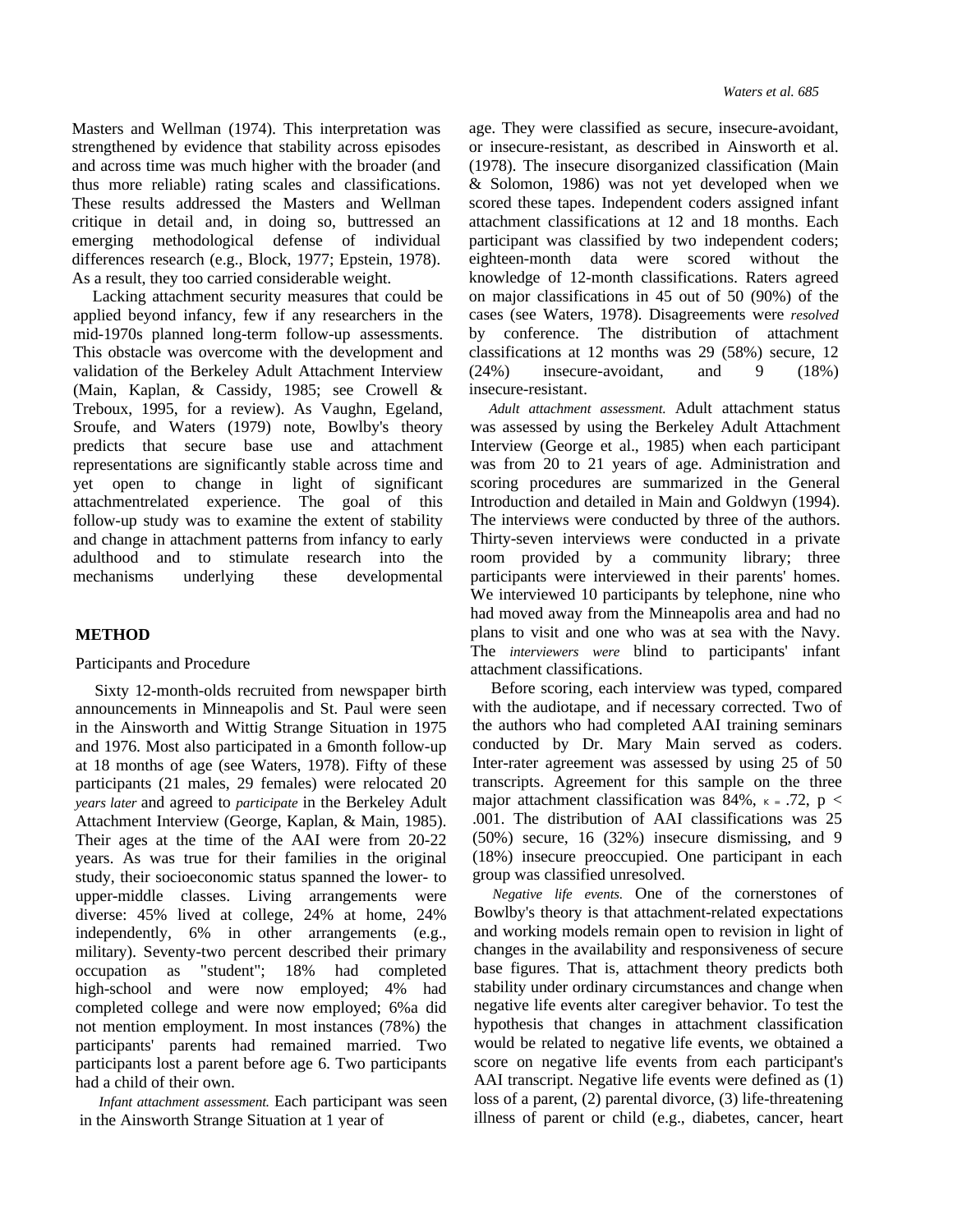Masters and Wellman (1974). This interpretation was strengthened by evidence that stability across episodes and across time was much higher with the broader (and thus more reliable) rating scales and classifications. These results addressed the Masters and Wellman critique in detail and, in doing so, buttressed an emerging methodological defense of individual differences research (e.g., Block, 1977; Epstein, 1978). As a result, they too carried considerable weight.

Lacking attachment security measures that could be applied beyond infancy, few if any researchers in the mid-1970s planned long-term follow-up assessments. This obstacle was overcome with the development and validation of the Berkeley Adult Attachment Interview (Main, Kaplan, & Cassidy, 1985; see Crowell & Treboux, 1995, for a review). As Vaughn, Egeland, Sroufe, and Waters (1979) note, Bowlby's theory predicts that secure base use and attachment representations are significantly stable across time and yet open to change in light of significant attachmentrelated experience. The goal of this follow-up study was to examine the extent of stability and change in attachment patterns from infancy to early adulthood and to stimulate research into the mechanisms underlying these developmental

## METHOD

### Participants and Procedure

Sixty 12-month-olds recruited from newspaper birth announcements in Minneapolis and St. Paul were seen in the Ainsworth and Wittig Strange Situation in 1975 and 1976. Most also participated in a 6month follow-up at 18 months of age (see Waters, 1978). Fifty of these participants (21 males, 29 females) were relocated 20 *years later* and agreed to *participate* in the Berkeley Adult Attachment Interview (George, Kaplan, & Main, 1985). Their ages at the time of the AAI were from 20-22 years. As was true for their families in the original study, their socioeconomic status spanned the lower- to upper-middle classes. Living arrangements were diverse: 45% lived at college, 24% at home, 24% independently, 6% in other arrangements (e.g., military). Seventy-two percent described their primary occupation as "student"; 18% had completed high-school and were now employed; 4% had completed college and were now employed; 6%a did not mention employment. In most instances (78%) the participants' parents had remained married. Two participants lost a parent before age 6. Two participants had a child of their own.

*Infant attachment assessment.* Each participant was seen in the Ainsworth Strange Situation at 1 year of age. They were classified as secure, insecure-avoidant, or insecure-resistant, as described in Ainsworth et al. (1978). The insecure disorganized classification (Main & Solomon, 1986) was not yet developed when we scored these tapes. Independent coders assigned infant attachment classifications at 12 and 18 months. Each participant was classified by two independent coders; eighteen-month data were scored without the knowledge of 12-month classifications. Raters agreed on major classifications in 45 out of 50 (90%) of the cases (see Waters, 1978). Disagreements were *resolved* by conference. The distribution of attachment classifications at 12 months was 29 (58%) secure, 12 (24%) insecure-avoidant, and 9 (18%) insecure-resistant.

*Adult attachment assessment.* Adult attachment status was assessed by using the Berkeley Adult Attachment Interview (George et al., 1985) when each participant was from 20 to 21 years of age. Administration and scoring procedures are summarized in the General Introduction and detailed in Main and Goldwyn (1994). The interviews were conducted by three of the authors. Thirty-seven interviews were conducted in a private room provided by a community library; three participants were interviewed in their parents' homes. We interviewed 10 participants by telephone, nine who had moved away from the Minneapolis area and had no plans to visit and one who was at sea with the Navy. The *interviewers were* blind to participants' infant attachment classifications.

Before scoring, each interview was typed, compared with the audiotape, and if necessary corrected. Two of the authors who had completed AAI training seminars conducted by Dr. Mary Main served as coders. Inter-rater agreement was assessed by using 25 of 50 transcripts. Agreement for this sample on the three major attachment classification was 84%, $\kappa = .72$, $p < .001$. The distribution of AAI classifications was 25 (50%) secure, 16 (32%) insecure dismissing, and 9 (18%) insecure preoccupied. One participant in each group was classified unresolved.

*Negative life events.* One of the cornerstones of Bowlby's theory is that attachment-related expectations and working models remain open to revision in light of changes in the availability and responsiveness of secure base figures. That is, attachment theory predicts both stability under ordinary circumstances and change when negative life events alter caregiver behavior. To test the hypothesis that changes in attachment classification would be related to negative life events, we obtained a score on negative life events from each participant's AAI transcript. Negative life events were defined as (1) loss of a parent, (2) parental divorce, (3) life-threatening illness of parent or child (e.g., diabetes, cancer, heart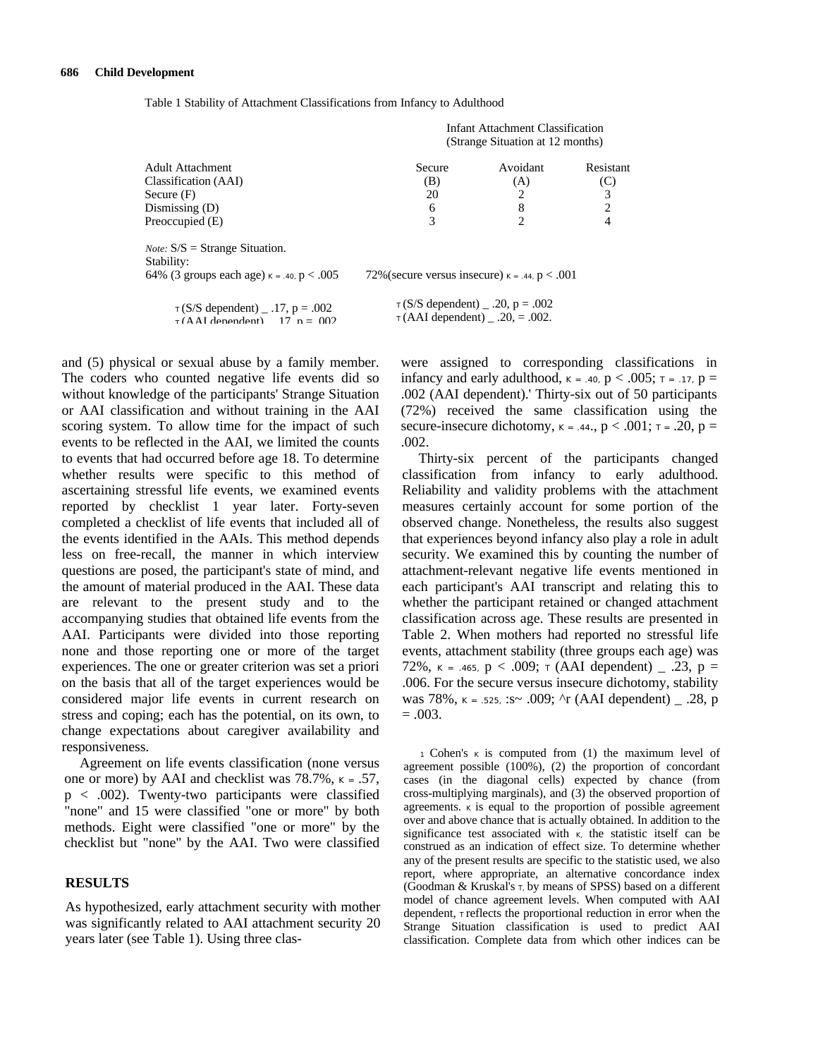Table 1 Stability of Attachment Classifications from Infancy to Adulthood

| Adult Attachment Classification (AAI) | Infant Attachment Classification (Strange Situation at 12 months) Secure (B) | Avoidant (A) | Resistant (C) |
|---|---|---|---|
| Secure (F) | 20 | 2 | 3 |
| Dismissing (D) | 6 | 8 | 2 |
| Preoccupied (E) | 3 | 2 | 4 |

*Note:* S/S = Strange Situation.
Stability:
64% (3 groups each age) $\kappa = .40$, $p < .005$ — 72% (secure versus insecure) $\kappa = .44$, $p < .001$

$\tau$ (S/S dependent) _ .17, p = .002 — $\tau$ (S/S dependent) _ .20, p = .002
$\tau$ (AAI dependent) _ .17, p = .002 — $\tau$ (AAI dependent) _ .20, = .002.

and (5) physical or sexual abuse by a family member. The coders who counted negative life events did so without knowledge of the participants' Strange Situation or AAI classification and without training in the AAI scoring system. To allow time for the impact of such events to be reflected in the AAI, we limited the counts to events that had occurred before age 18. To determine whether results were specific to this method of ascertaining stressful life events, we examined events reported by checklist 1 year later. Forty-seven completed a checklist of life events that included all of the events identified in the AAIs. This method depends less on free-recall, the manner in which interview questions are posed, the participant's state of mind, and the amount of material produced in the AAI. These data are relevant to the present study and to the accompanying studies that obtained life events from the AAI. Participants were divided into those reporting none and those reporting one or more of the target experiences. The one or greater criterion was set a priori on the basis that all of the target experiences would be considered major life events in current research on stress and coping; each has the potential, on its own, to change expectations about caregiver availability and responsiveness.

Agreement on life events classification (none versus one or more) by AAI and checklist was 78.7%, $\kappa = .57$, $p < .002$). Twenty-two participants were classified "none" and 15 were classified "one or more" by both methods. Eight were classified "one or more" by the checklist but "none" by the AAI. Two were classified

## RESULTS

As hypothesized, early attachment security with mother was significantly related to AAI attachment security 20 years later (see Table 1). Using three classifications, participants were assigned to corresponding classifications in infancy and early adulthood, $\kappa = .40$, $p < .005$; $\tau = .17$, p = .002 (AAI dependent).[1] Thirty-six out of 50 participants (72%) received the same classification using the secure-insecure dichotomy, $\kappa = .44$., $p < .001$; $\tau = .20$, p = .002.

Thirty-six percent of the participants changed classification from infancy to early adulthood. Reliability and validity problems with the attachment measures certainly account for some portion of the observed change. Nonetheless, the results also suggest that experiences beyond infancy also play a role in adult security. We examined this by counting the number of attachment-relevant negative life events mentioned in each participant's AAI transcript and relating this to whether the participant retained or changed attachment classification across age. These results are presented in Table 2. When mothers had reported no stressful life events, attachment stability (three groups each age) was 72%, $\kappa = .465$, $p < .009$; $\tau$ (AAI dependent) _ .23, p = .006. For the secure versus insecure dichotomy, stability was 78%, $\kappa = .525$, :s~ .009; ^r (AAI dependent) _ .28, p = .003.

[1] Cohen's $\kappa$ is computed from (1) the maximum level of agreement possible (100%), (2) the proportion of concordant cases (in the diagonal cells) expected by chance (from cross-multiplying marginals), and (3) the observed proportion of agreements. $\kappa$ is equal to the proportion of possible agreement over and above chance that is actually obtained. In addition to the significance test associated with $\kappa$, the statistic itself can be construed as an indication of effect size. To determine whether any of the present results are specific to the statistic used, we also report, where appropriate, an alternative concordance index (Goodman & Kruskal's $\tau$, by means of SPSS) based on a different model of chance agreement levels. When computed with AAI dependent, $\tau$ reflects the proportional reduction in error when the Strange Situation classification is used to predict AAI classification. Complete data from which other indices can be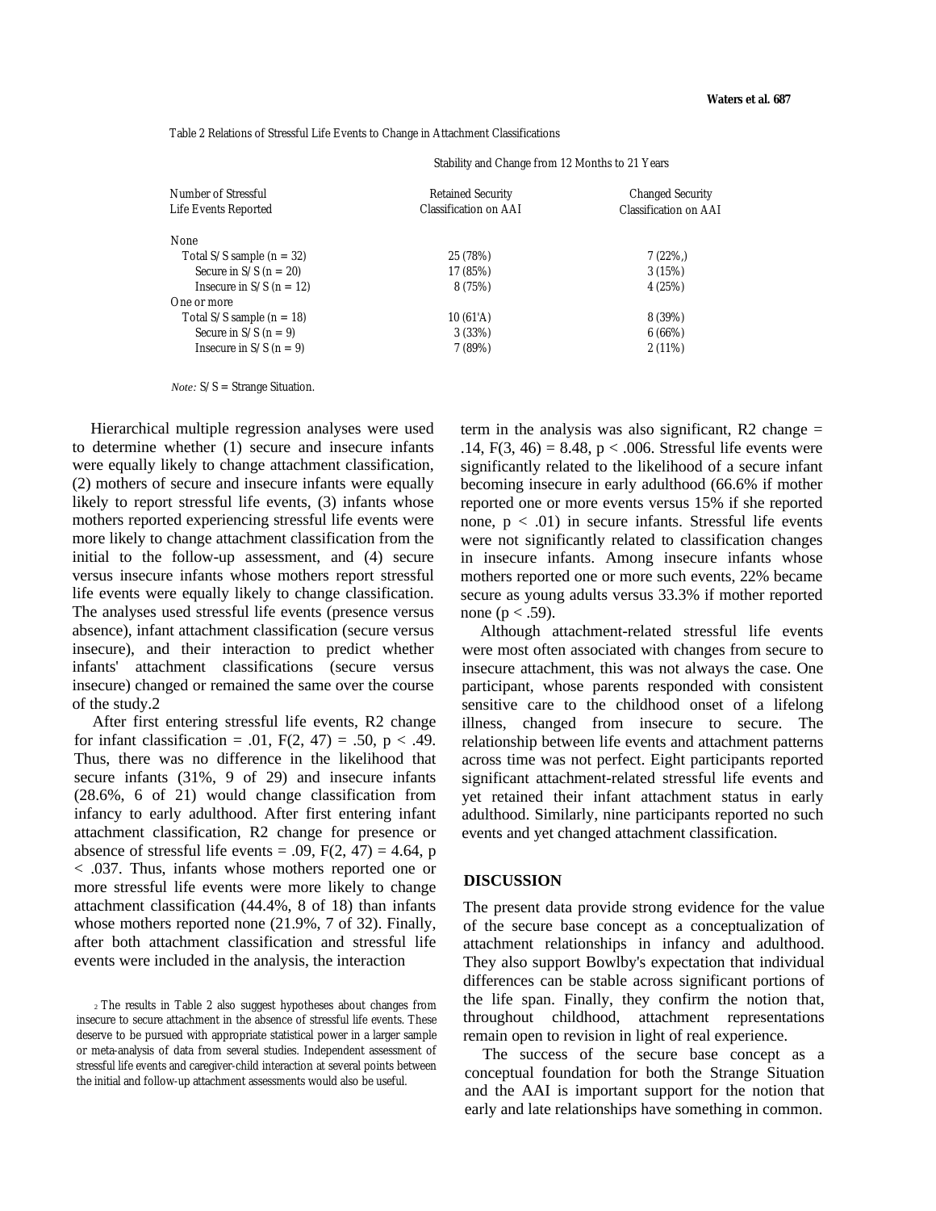Table 2 Relations of Stressful Life Events to Change in Attachment Classifications

| Number of Stressful Life Events Reported | Stability and Change from 12 Months to 21 Years | |
|---|---|---|
| | Retained Security Classification on AAI | Changed Security Classification on AAI |
| None | | |
| Total S/S sample (n = 32) | 25 (78%) | 7 (22%,) |
| Secure in S/S (n = 20) | 17 (85%) | 3 (15%) |
| Insecure in S/S (n = 12) | 8 (75%) | 4 (25%) |
| One or more | | |
| Total S/S sample (n = 18) | 10 (61'A) | 8 (39%) |
| Secure in S/S (n = 9) | 3 (33%) | 6 (66%) |
| Insecure in S/S (n = 9) | 7 (89%) | 2 (11%) |

*Note:* S/S = Strange Situation.

Hierarchical multiple regression analyses were used to determine whether (1) secure and insecure infants were equally likely to change attachment classification, (2) mothers of secure and insecure infants were equally likely to report stressful life events, (3) infants whose mothers reported experiencing stressful life events were more likely to change attachment classification from the initial to the follow-up assessment, and (4) secure versus insecure infants whose mothers report stressful life events were equally likely to change classification. The analyses used stressful life events (presence versus absence), infant attachment classification (secure versus insecure), and their interaction to predict whether infants' attachment classifications (secure versus insecure) changed or remained the same over the course of the study.[2]

After first entering stressful life events, $R^2$ change for infant classification = .01, $F(2, 47) = .50$, $p < .49$. Thus, there was no difference in the likelihood that secure infants (31%, 9 of 29) and insecure infants (28.6%, 6 of 21) would change classification from infancy to early adulthood. After first entering infant attachment classification, $R^2$ change for presence or absence of stressful life events = .09, $F(2, 47) = 4.64$, $p < .037$. Thus, infants whose mothers reported one or more stressful life events were more likely to change attachment classification (44.4%, 8 of 18) than infants whose mothers reported none (21.9%, 7 of 32). Finally, after both attachment classification and stressful life events were included in the analysis, the interaction term in the analysis was also significant, $R^2$ change = .14, $F(3, 46) = 8.48$, $p < .006$. Stressful life events were significantly related to the likelihood of a secure infant becoming insecure in early adulthood (66.6% if mother reported one or more events versus 15% if she reported none, $p < .01$) in secure infants. Stressful life events were not significantly related to classification changes in insecure infants. Among insecure infants whose mothers reported one or more such events, 22% became secure as young adults versus 33.3% if mother reported none ($p < .59$).

Although attachment-related stressful life events were most often associated with changes from secure to insecure attachment, this was not always the case. One participant, whose parents responded with consistent sensitive care to the childhood onset of a lifelong illness, changed from insecure to secure. The relationship between life events and attachment patterns across time was not perfect. Eight participants reported significant attachment-related stressful life events and yet retained their infant attachment status in early adulthood. Similarly, nine participants reported no such events and yet changed attachment classification.

[2] The results in Table 2 also suggest hypotheses about changes from insecure to secure attachment in the absence of stressful life events. These deserve to be pursued with appropriate statistical power in a larger sample or meta-analysis of data from several studies. Independent assessment of stressful life events and caregiver-child interaction at several points between the initial and follow-up attachment assessments would also be useful.

## DISCUSSION

The present data provide strong evidence for the value of the secure base concept as a conceptualization of attachment relationships in infancy and adulthood. They also support Bowlby's expectation that individual differences can be stable across significant portions of the life span. Finally, they confirm the notion that, throughout childhood, attachment representations remain open to revision in light of real experience.

The success of the secure base concept as a conceptual foundation for both the Strange Situation and the AAI is important support for the notion that early and late relationships have something in common.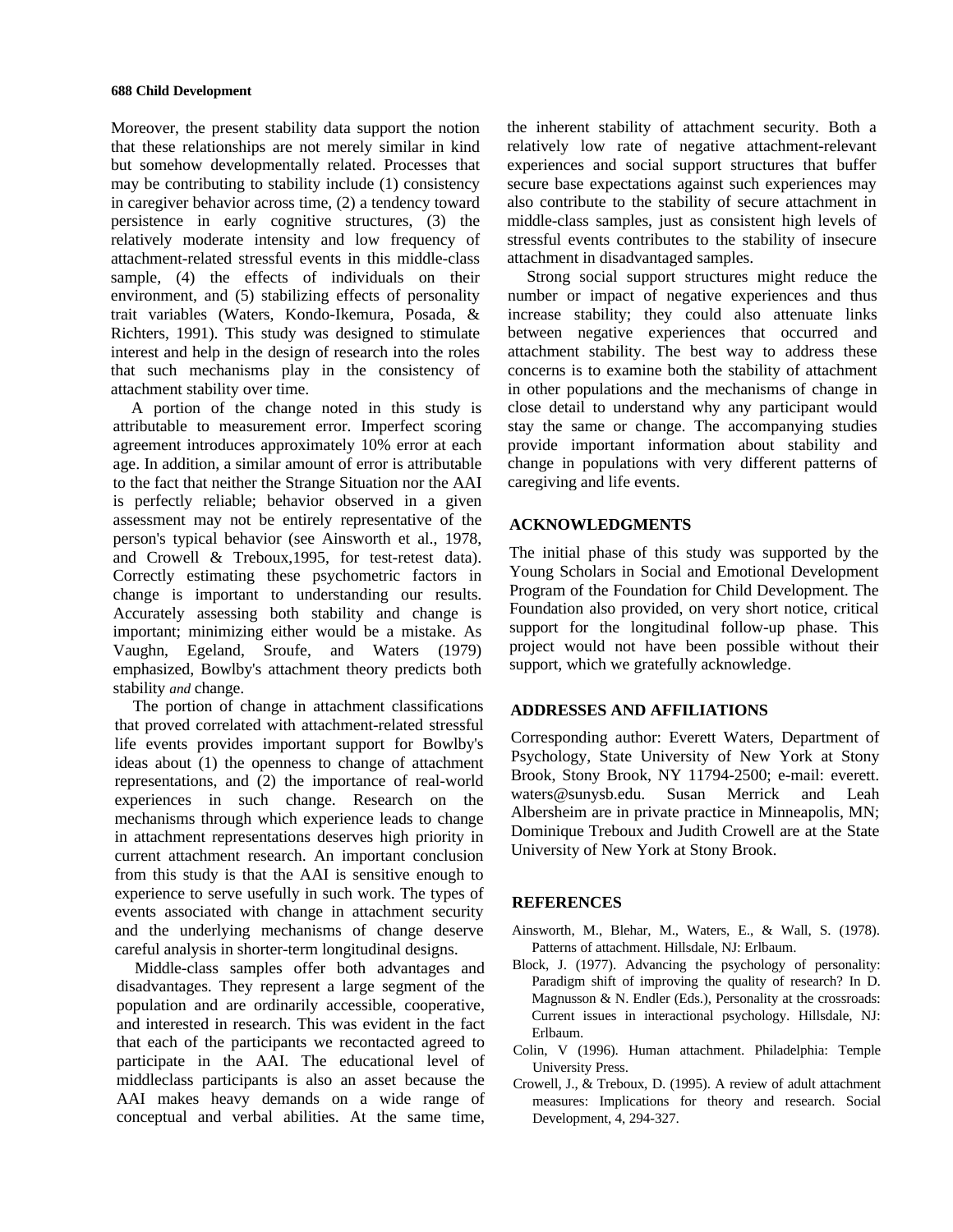Moreover, the present stability data support the notion that these relationships are not merely similar in kind but somehow developmentally related. Processes that may be contributing to stability include (1) consistency in caregiver behavior across time, (2) a tendency toward persistence in early cognitive structures, (3) the relatively moderate intensity and low frequency of attachment-related stressful events in this middle-class sample, (4) the effects of individuals on their environment, and (5) stabilizing effects of personality trait variables (Waters, Kondo-Ikemura, Posada, & Richters, 1991). This study was designed to stimulate interest and help in the design of research into the roles that such mechanisms play in the consistency of attachment stability over time.

A portion of the change noted in this study is attributable to measurement error. Imperfect scoring agreement introduces approximately 10% error at each age. In addition, a similar amount of error is attributable to the fact that neither the Strange Situation nor the AAI is perfectly reliable; behavior observed in a given assessment may not be entirely representative of the person's typical behavior (see Ainsworth et al., 1978, and Crowell & Treboux,1995, for test-retest data). Correctly estimating these psychometric factors in change is important to understanding our results. Accurately assessing both stability and change is important; minimizing either would be a mistake. As Vaughn, Egeland, Sroufe, and Waters (1979) emphasized, Bowlby's attachment theory predicts both stability *and* change.

The portion of change in attachment classifications that proved correlated with attachment-related stressful life events provides important support for Bowlby's ideas about (1) the openness to change of attachment representations, and (2) the importance of real-world experiences in such change. Research on the mechanisms through which experience leads to change in attachment representations deserves high priority in current attachment research. An important conclusion from this study is that the AAI is sensitive enough to experience to serve usefully in such work. The types of events associated with change in attachment security and the underlying mechanisms of change deserve careful analysis in shorter-term longitudinal designs.

Middle-class samples offer both advantages and disadvantages. They represent a large segment of the population and are ordinarily accessible, cooperative, and interested in research. This was evident in the fact that each of the participants we recontacted agreed to participate in the AAI. The educational level of middleclass participants is also an asset because the AAI makes heavy demands on a wide range of conceptual and verbal abilities. At the same time, the inherent stability of attachment security. Both a relatively low rate of negative attachment-relevant experiences and social support structures that buffer secure base expectations against such experiences may also contribute to the stability of secure attachment in middle-class samples, just as consistent high levels of stressful events contributes to the stability of insecure attachment in disadvantaged samples.

Strong social support structures might reduce the number or impact of negative experiences and thus increase stability; they could also attenuate links between negative experiences that occurred and attachment stability. The best way to address these concerns is to examine both the stability of attachment in other populations and the mechanisms of change in close detail to understand why any participant would stay the same or change. The accompanying studies provide important information about stability and change in populations with very different patterns of caregiving and life events.

## ACKNOWLEDGMENTS

The initial phase of this study was supported by the Young Scholars in Social and Emotional Development Program of the Foundation for Child Development. The Foundation also provided, on very short notice, critical support for the longitudinal follow-up phase. This project would not have been possible without their support, which we gratefully acknowledge.

## ADDRESSES AND AFFILIATIONS

Corresponding author: Everett Waters, Department of Psychology, State University of New York at Stony Brook, Stony Brook, NY 11794-2500; e-mail: everett.waters@sunysb.edu. Susan Merrick and Leah Albersheim are in private practice in Minneapolis, MN; Dominique Treboux and Judith Crowell are at the State University of New York at Stony Brook.

## REFERENCES

Ainsworth, M., Blehar, M., Waters, E., & Wall, S. (1978). Patterns of attachment. Hillsdale, NJ: Erlbaum.

Block, J. (1977). Advancing the psychology of personality: Paradigm shift of improving the quality of research? In D. Magnusson & N. Endler (Eds.), Personality at the crossroads: Current issues in interactional psychology. Hillsdale, NJ: Erlbaum.

Colin, V (1996). Human attachment. Philadelphia: Temple University Press.

Crowell, J., & Treboux, D. (1995). A review of adult attachment measures: Implications for theory and research. Social Development, 4, 294-327.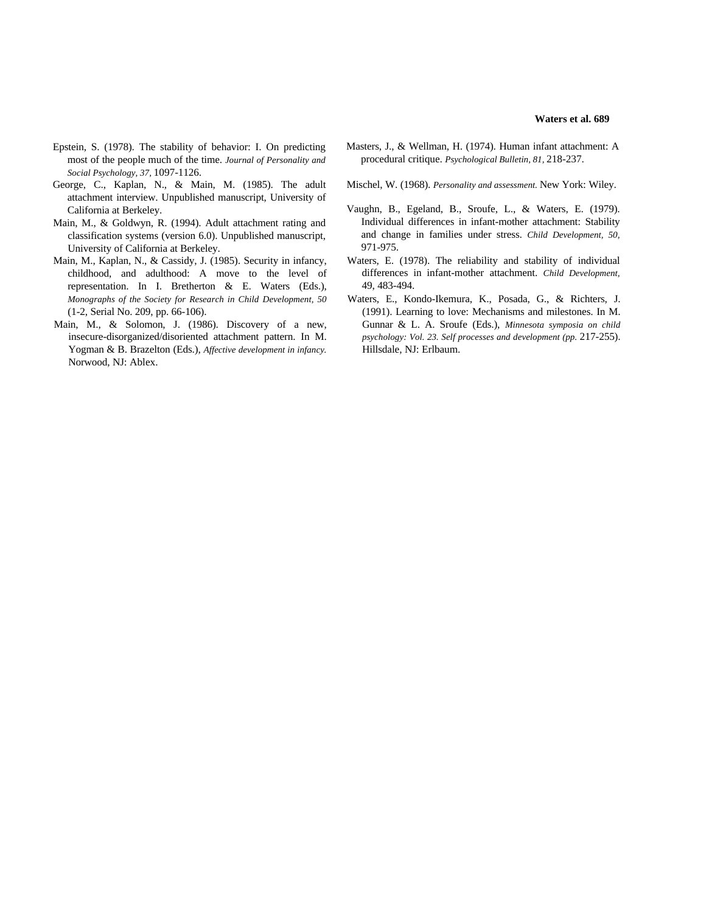Epstein, S. (1978). The stability of behavior: I. On predicting most of the people much of the time. *Journal of Personality and Social Psychology, 37,* 1097-1126.

George, C., Kaplan, N., & Main, M. (1985). The adult attachment interview. Unpublished manuscript, University of California at Berkeley.

Main, M., & Goldwyn, R. (1994). Adult attachment rating and classification systems (version 6.0). Unpublished manuscript, University of California at Berkeley.

Main, M., Kaplan, N., & Cassidy, J. (1985). Security in infancy, childhood, and adulthood: A move to the level of representation. In I. Bretherton & E. Waters (Eds.), *Monographs of the Society for Research in Child Development, 50* (1-2, Serial No. 209, pp. 66-106).

Main, M., & Solomon, J. (1986). Discovery of a new, insecure-disorganized/disoriented attachment pattern. In M. Yogman & B. Brazelton (Eds.), *Affective development in infancy.* Norwood, NJ: Ablex.

Masters, J., & Wellman, H. (1974). Human infant attachment: A procedural critique. *Psychological Bulletin, 81,* 218-237.

Mischel, W. (1968). *Personality and assessment.* New York: Wiley.

Vaughn, B., Egeland, B., Sroufe, L., & Waters, E. (1979). Individual differences in infant-mother attachment: Stability and change in families under stress. *Child Development, 50,* 971-975.

Waters, E. (1978). The reliability and stability of individual differences in infant-mother attachment. *Child Development,* 49, 483-494.

Waters, E., Kondo-Ikemura, K., Posada, G., & Richters, J. (1991). Learning to love: Mechanisms and milestones. In M. Gunnar & L. A. Sroufe (Eds.), *Minnesota symposia on child psychology: Vol. 23. Self processes and development (pp.* 217-255). Hillsdale, NJ: Erlbaum.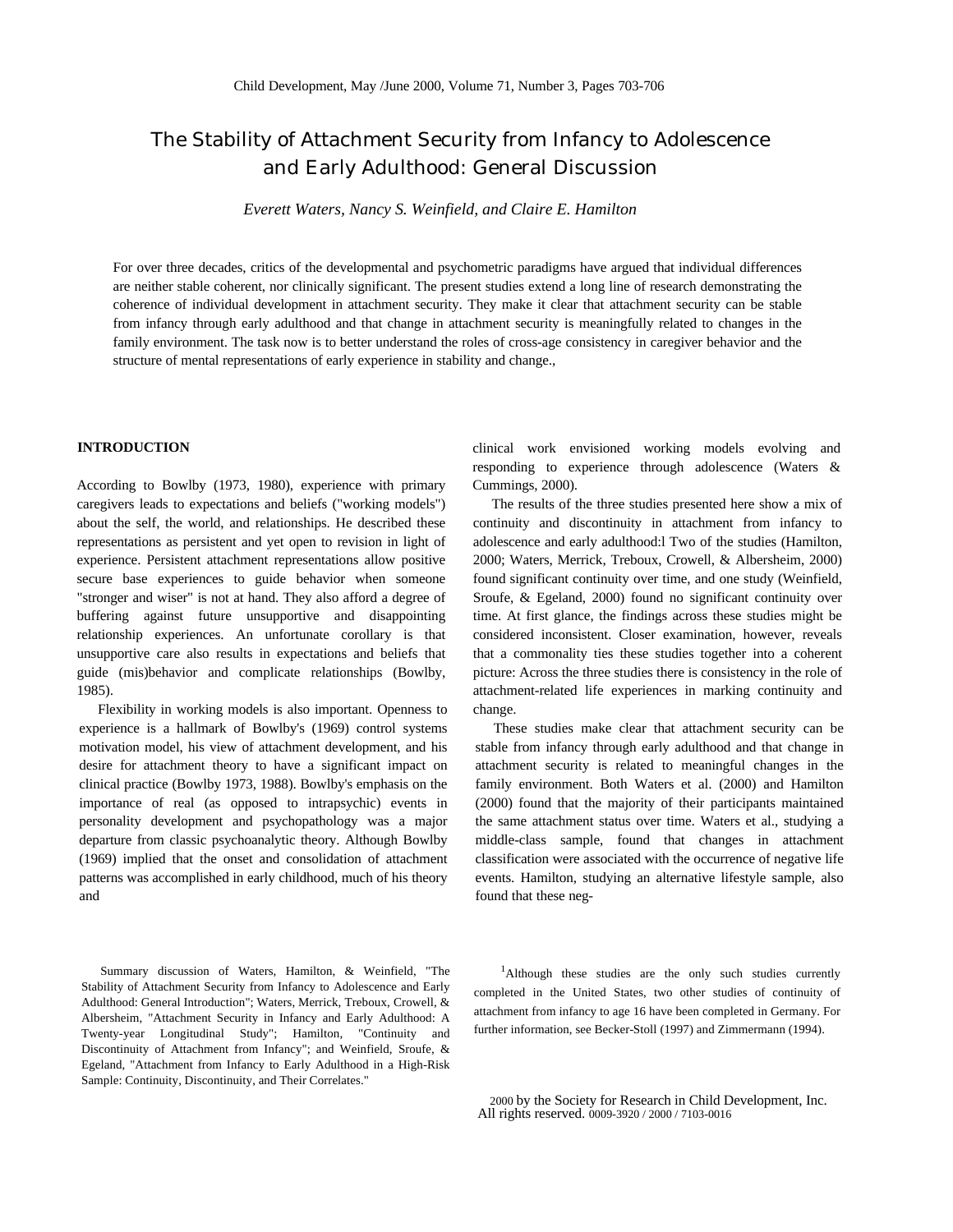# The Stability of Attachment Security from Infancy to Adolescence and Early Adulthood: General Discussion

*Everett Waters, Nancy S. Weinfield, and Claire E. Hamilton*

For over three decades, critics of the developmental and psychometric paradigms have argued that individual differences are neither stable coherent, nor clinically significant. The present studies extend a long line of research demonstrating the coherence of individual development in attachment security. They make it clear that attachment security can be stable from infancy through early adulthood and that change in attachment security is meaningfully related to changes in the family environment. The task now is to better understand the roles of cross-age consistency in caregiver behavior and the structure of mental representations of early experience in stability and change.,

## INTRODUCTION

According to Bowlby (1973, 1980), experience with primary caregivers leads to expectations and beliefs ("working models") about the self, the world, and relationships. He described these representations as persistent and yet open to revision in light of experience. Persistent attachment representations allow positive secure base experiences to guide behavior when someone "stronger and wiser" is not at hand. They also afford a degree of buffering against future unsupportive and disappointing relationship experiences. An unfortunate corollary is that unsupportive care also results in expectations and beliefs that guide (mis)behavior and complicate relationships (Bowlby, 1985).

Flexibility in working models is also important. Openness to experience is a hallmark of Bowlby's (1969) control systems motivation model, his view of attachment development, and his desire for attachment theory to have a significant impact on clinical practice (Bowlby 1973, 1988). Bowlby's emphasis on the importance of real (as opposed to intrapsychic) events in personality development and psychopathology was a major departure from classic psychoanalytic theory. Although Bowlby (1969) implied that the onset and consolidation of attachment patterns was accomplished in early childhood, much of his theory and clinical work envisioned working models evolving and responding to experience through adolescence (Waters & Cummings, 2000).

The results of the three studies presented here show a mix of continuity and discontinuity in attachment from infancy to adolescence and early adulthood:l Two of the studies (Hamilton, 2000; Waters, Merrick, Treboux, Crowell, & Albersheim, 2000) found significant continuity over time, and one study (Weinfield, Sroufe, & Egeland, 2000) found no significant continuity over time. At first glance, the findings across these studies might be considered inconsistent. Closer examination, however, reveals that a commonality ties these studies together into a coherent picture: Across the three studies there is consistency in the role of attachment-related life experiences in marking continuity and change.

These studies make clear that attachment security can be stable from infancy through early adulthood and that change in attachment security is related to meaningful changes in the family environment. Both Waters et al. (2000) and Hamilton (2000) found that the majority of their participants maintained the same attachment status over time. Waters et al., studying a middle-class sample, found that changes in attachment classification were associated with the occurrence of negative life events. Hamilton, studying an alternative lifestyle sample, also found that these neg-

Summary discussion of Waters, Hamilton, & Weinfield, "The Stability of Attachment Security from Infancy to Adolescence and Early Adulthood: General Introduction"; Waters, Merrick, Treboux, Crowell, & Albersheim, "Attachment Security in Infancy and Early Adulthood: A Twenty-year Longitudinal Study"; Hamilton, "Continuity and Discontinuity of Attachment from Infancy"; and Weinfield, Sroufe, & Egeland, "Attachment from Infancy to Early Adulthood in a High-Risk Sample: Continuity, Discontinuity, and Their Correlates."

[1]Although these studies are the only such studies currently completed in the United States, two other studies of continuity of attachment from infancy to age 16 have been completed in Germany. For further information, see Becker-Stoll (1997) and Zimmermann (1994).

2000 by the Society for Research in Child Development, Inc. All rights reserved. 0009-3920 / 2000 / 7103-0016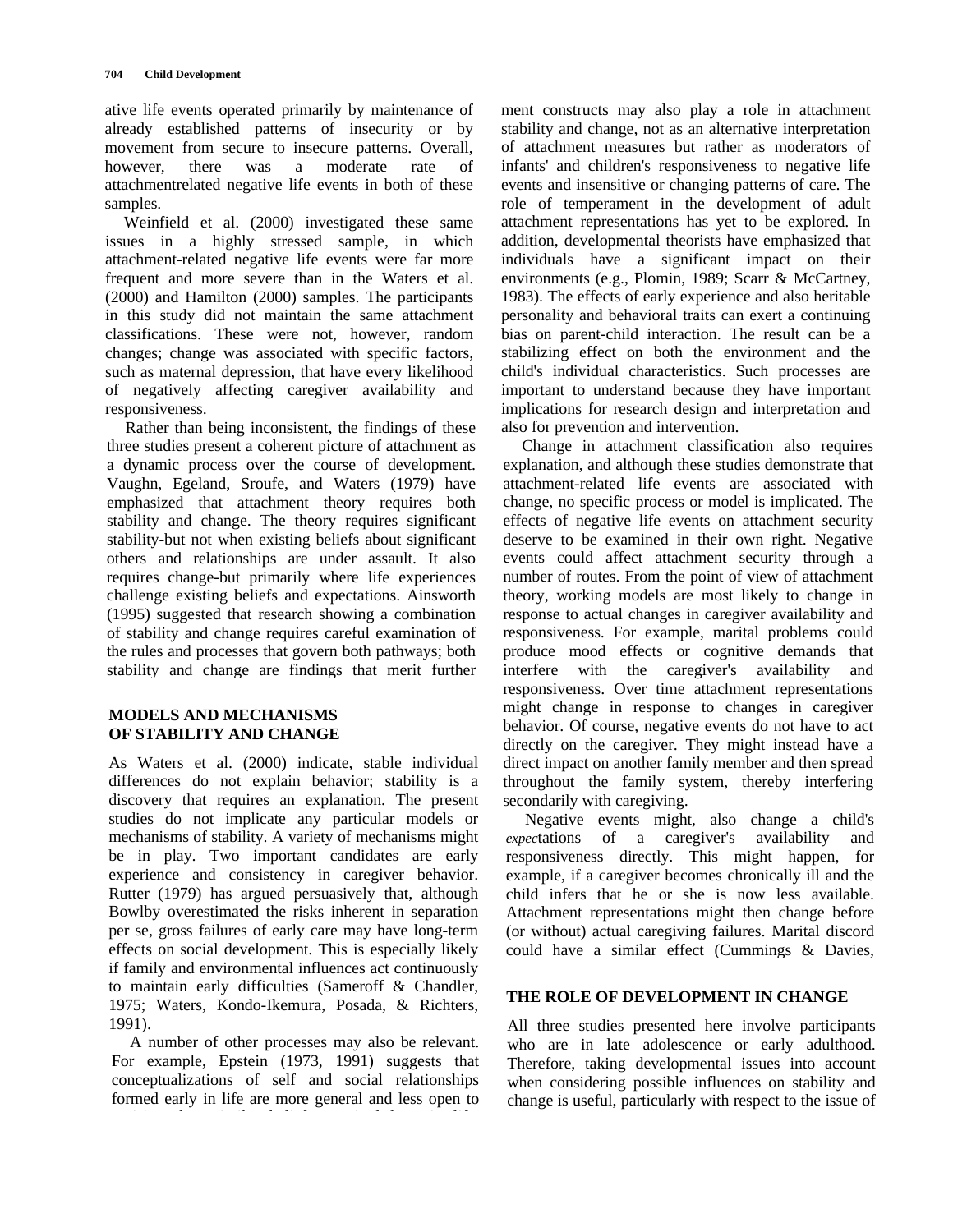ative life events operated primarily by maintenance of already established patterns of insecurity or by movement from secure to insecure patterns. Overall, however, there was a moderate rate of attachmentrelated negative life events in both of these samples.

Weinfield et al. (2000) investigated these same issues in a highly stressed sample, in which attachment-related negative life events were far more frequent and more severe than in the Waters et al. (2000) and Hamilton (2000) samples. The participants in this study did not maintain the same attachment classifications. These were not, however, random changes; change was associated with specific factors, such as maternal depression, that have every likelihood of negatively affecting caregiver availability and responsiveness.

Rather than being inconsistent, the findings of these three studies present a coherent picture of attachment as a dynamic process over the course of development. Vaughn, Egeland, Sroufe, and Waters (1979) have emphasized that attachment theory requires both stability and change. The theory requires significant stability-but not when existing beliefs about significant others and relationships are under assault. It also requires change-but primarily where life experiences challenge existing beliefs and expectations. Ainsworth (1995) suggested that research showing a combination of stability and change requires careful examination of the rules and processes that govern both pathways; both stability and change are findings that merit further

## MODELS AND MECHANISMS OF STABILITY AND CHANGE

As Waters et al. (2000) indicate, stable individual differences do not explain behavior; stability is a discovery that requires an explanation. The present studies do not implicate any particular models or mechanisms of stability. A variety of mechanisms might be in play. Two important candidates are early experience and consistency in caregiver behavior. Rutter (1979) has argued persuasively that, although Bowlby overestimated the risks inherent in separation per se, gross failures of early care may have long-term effects on social development. This is especially likely if family and environmental influences act continuously to maintain early difficulties (Sameroff & Chandler, 1975; Waters, Kondo-Ikemura, Posada, & Richters, 1991).

A number of other processes may also be relevant. For example, Epstein (1973, 1991) suggests that conceptualizations of self and social relationships formed early in life are more general and less open to

ment constructs may also play a role in attachment stability and change, not as an alternative interpretation of attachment measures but rather as moderators of infants' and children's responsiveness to negative life events and insensitive or changing patterns of care. The role of temperament in the development of adult attachment representations has yet to be explored. In addition, developmental theorists have emphasized that individuals have a significant impact on their environments (e.g., Plomin, 1989; Scarr & McCartney, 1983). The effects of early experience and also heritable personality and behavioral traits can exert a continuing bias on parent-child interaction. The result can be a stabilizing effect on both the environment and the child's individual characteristics. Such processes are important to understand because they have important implications for research design and interpretation and also for prevention and intervention.

Change in attachment classification also requires explanation, and although these studies demonstrate that attachment-related life events are associated with change, no specific process or model is implicated. The effects of negative life events on attachment security deserve to be examined in their own right. Negative events could affect attachment security through a number of routes. From the point of view of attachment theory, working models are most likely to change in response to actual changes in caregiver availability and responsiveness. For example, marital problems could produce mood effects or cognitive demands that interfere with the caregiver's availability and responsiveness. Over time attachment representations might change in response to changes in caregiver behavior. Of course, negative events do not have to act directly on the caregiver. They might instead have a direct impact on another family member and then spread throughout the family system, thereby interfering secondarily with caregiving.

Negative events might, also change a child's *expect*ations of a caregiver's availability and responsiveness directly. This might happen, for example, if a caregiver becomes chronically ill and the child infers that he or she is now less available. Attachment representations might then change before (or without) actual caregiving failures. Marital discord could have a similar effect (Cummings & Davies,

## THE ROLE OF DEVELOPMENT IN CHANGE

All three studies presented here involve participants who are in late adolescence or early adulthood. Therefore, taking developmental issues into account when considering possible influences on stability and change is useful, particularly with respect to the issue of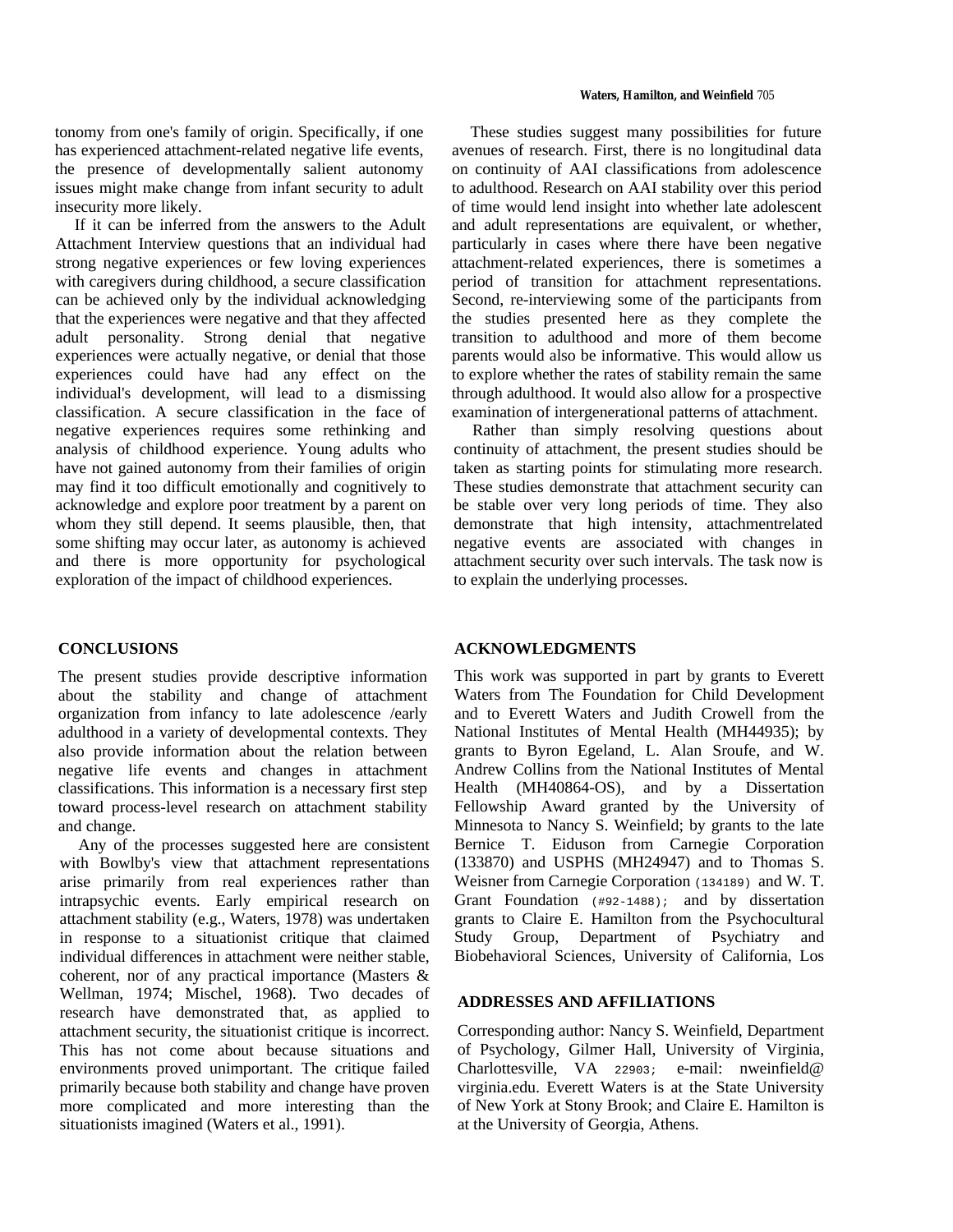tonomy from one's family of origin. Specifically, if one has experienced attachment-related negative life events, the presence of developmentally salient autonomy issues might make change from infant security to adult insecurity more likely.

If it can be inferred from the answers to the Adult Attachment Interview questions that an individual had strong negative experiences or few loving experiences with caregivers during childhood, a secure classification can be achieved only by the individual acknowledging that the experiences were negative and that they affected adult personality. Strong denial that negative experiences were actually negative, or denial that those experiences could have had any effect on the individual's development, will lead to a dismissing classification. A secure classification in the face of negative experiences requires some rethinking and analysis of childhood experience. Young adults who have not gained autonomy from their families of origin may find it too difficult emotionally and cognitively to acknowledge and explore poor treatment by a parent on whom they still depend. It seems plausible, then, that some shifting may occur later, as autonomy is achieved and there is more opportunity for psychological exploration of the impact of childhood experiences.

These studies suggest many possibilities for future avenues of research. First, there is no longitudinal data on continuity of AAI classifications from adolescence to adulthood. Research on AAI stability over this period of time would lend insight into whether late adolescent and adult representations are equivalent, or whether, particularly in cases where there have been negative attachment-related experiences, there is sometimes a period of transition for attachment representations. Second, re-interviewing some of the participants from the studies presented here as they complete the transition to adulthood and more of them become parents would also be informative. This would allow us to explore whether the rates of stability remain the same through adulthood. It would also allow for a prospective examination of intergenerational patterns of attachment.

Rather than simply resolving questions about continuity of attachment, the present studies should be taken as starting points for stimulating more research. These studies demonstrate that attachment security can be stable over very long periods of time. They also demonstrate that high intensity, attachmentrelated negative events are associated with changes in attachment security over such intervals. The task now is to explain the underlying processes.

## CONCLUSIONS

The present studies provide descriptive information about the stability and change of attachment organization from infancy to late adolescence /early adulthood in a variety of developmental contexts. They also provide information about the relation between negative life events and changes in attachment classifications. This information is a necessary first step toward process-level research on attachment stability and change.

Any of the processes suggested here are consistent with Bowlby's view that attachment representations arise primarily from real experiences rather than intrapsychic events. Early empirical research on attachment stability (e.g., Waters, 1978) was undertaken in response to a situationist critique that claimed individual differences in attachment were neither stable, coherent, nor of any practical importance (Masters & Wellman, 1974; Mischel, 1968). Two decades of research have demonstrated that, as applied to attachment security, the situationist critique is incorrect. This has not come about because situations and environments proved unimportant. The critique failed primarily because both stability and change have proven more complicated and more interesting than the situationists imagined (Waters et al., 1991).

## ACKNOWLEDGMENTS

This work was supported in part by grants to Everett Waters from The Foundation for Child Development and to Everett Waters and Judith Crowell from the National Institutes of Mental Health (MH44935); by grants to Byron Egeland, L. Alan Sroufe, and W. Andrew Collins from the National Institutes of Mental Health (MH40864-OS), and by a Dissertation Fellowship Award granted by the University of Minnesota to Nancy S. Weinfield; by grants to the late Bernice T. Eiduson from Carnegie Corporation (133870) and USPHS (MH24947) and to Thomas S. Weisner from Carnegie Corporation (134189) and W. T. Grant Foundation (#92-1488); and by dissertation grants to Claire E. Hamilton from the Psychocultural Study Group, Department of Psychiatry and Biobehavioral Sciences, University of California, Los

## ADDRESSES AND AFFILIATIONS

Corresponding author: Nancy S. Weinfield, Department of Psychology, Gilmer Hall, University of Virginia, Charlottesville, VA 22903; e-mail: nweinfield@virginia.edu. Everett Waters is at the State University of New York at Stony Brook; and Claire E. Hamilton is at the University of Georgia, Athens.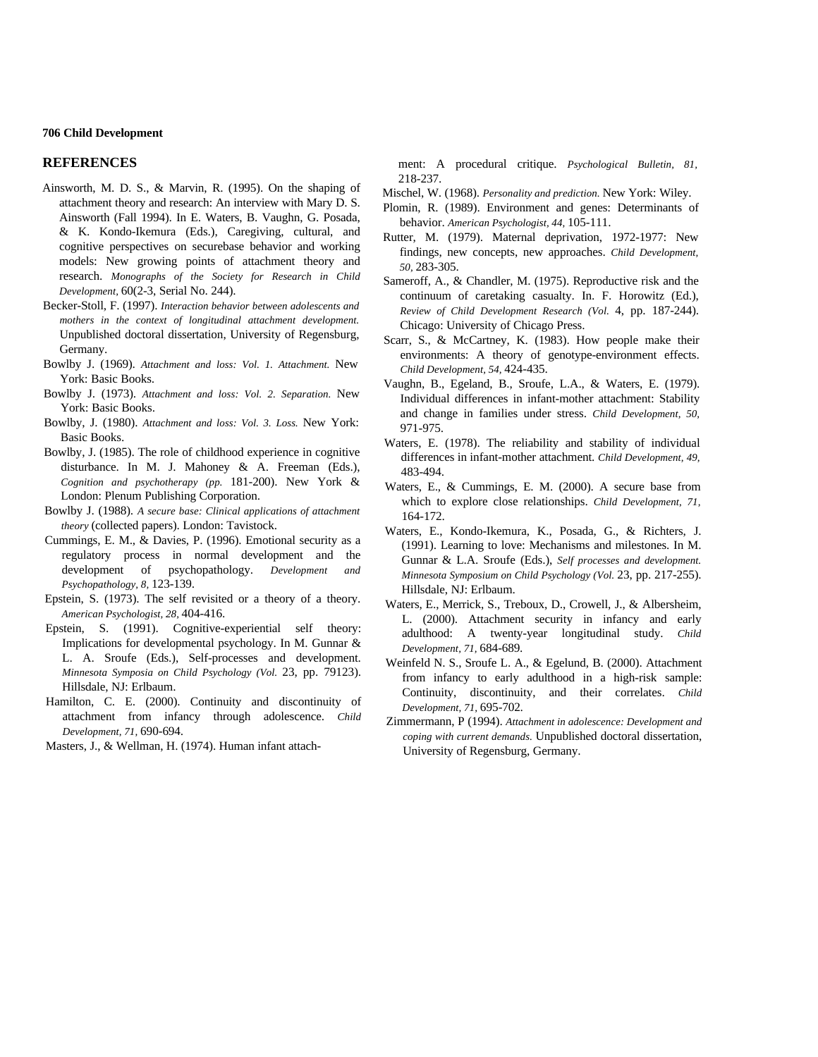## REFERENCES

Ainsworth, M. D. S., & Marvin, R. (1995). On the shaping of attachment theory and research: An interview with Mary D. S. Ainsworth (Fall 1994). In E. Waters, B. Vaughn, G. Posada, & K. Kondo-Ikemura (Eds.), Caregiving, cultural, and cognitive perspectives on securebase behavior and working models: New growing points of attachment theory and research. *Monographs of the Society for Research in Child Development,* 60(2-3, Serial No. 244).

Becker-Stoll, F. (1997). *Interaction behavior between adolescents and mothers in the context of longitudinal attachment development.* Unpublished doctoral dissertation, University of Regensburg, Germany.

Bowlby J. (1969). *Attachment and loss: Vol. 1. Attachment.* New York: Basic Books.

Bowlby J. (1973). *Attachment and loss: Vol. 2. Separation.* New York: Basic Books.

Bowlby, J. (1980). *Attachment and loss: Vol. 3. Loss.* New York: Basic Books.

Bowlby, J. (1985). The role of childhood experience in cognitive disturbance. In M. J. Mahoney & A. Freeman (Eds.), *Cognition and psychotherapy (pp.* 181-200). New York & London: Plenum Publishing Corporation.

Bowlby J. (1988). *A secure base: Clinical applications of attachment theory* (collected papers). London: Tavistock.

Cummings, E. M., & Davies, P. (1996). Emotional security as a regulatory process in normal development and the development of psychopathology. *Development and Psychopathology, 8,* 123-139.

Epstein, S. (1973). The self revisited or a theory of a theory. *American Psychologist, 28,* 404-416.

Epstein, S. (1991). Cognitive-experiential self theory: Implications for developmental psychology. In M. Gunnar & L. A. Sroufe (Eds.), Self-processes and development. *Minnesota Symposia on Child Psychology (Vol.* 23, pp. 79123). Hillsdale, NJ: Erlbaum.

Hamilton, C. E. (2000). Continuity and discontinuity of attachment from infancy through adolescence. *Child Development, 71,* 690-694.

Masters, J., & Wellman, H. (1974). Human infant attachment: A procedural critique. *Psychological Bulletin, 81,* 218-237.

Mischel, W. (1968). *Personality and prediction.* New York: Wiley.

Plomin, R. (1989). Environment and genes: Determinants of behavior. *American Psychologist, 44,* 105-111.

Rutter, M. (1979). Maternal deprivation, 1972-1977: New findings, new concepts, new approaches. *Child Development, 50,* 283-305.

Sameroff, A., & Chandler, M. (1975). Reproductive risk and the continuum of caretaking casualty. In. F. Horowitz (Ed.), *Review of Child Development Research (Vol.* 4, pp. 187-244). Chicago: University of Chicago Press.

Scarr, S., & McCartney, K. (1983). How people make their environments: A theory of genotype-environment effects. *Child Development, 54,* 424-435.

Vaughn, B., Egeland, B., Sroufe, L.A., & Waters, E. (1979). Individual differences in infant-mother attachment: Stability and change in families under stress. *Child Development, 50,* 971-975.

Waters, E. (1978). The reliability and stability of individual differences in infant-mother attachment. *Child Development, 49,* 483-494.

Waters, E., & Cummings, E. M. (2000). A secure base from which to explore close relationships. *Child Development, 71,* 164-172.

Waters, E., Kondo-Ikemura, K., Posada, G., & Richters, J. (1991). Learning to love: Mechanisms and milestones. In M. Gunnar & L.A. Sroufe (Eds.), *Self processes and development. Minnesota Symposium on Child Psychology (Vol.* 23, pp. 217-255). Hillsdale, NJ: Erlbaum.

Waters, E., Merrick, S., Treboux, D., Crowell, J., & Albersheim, L. (2000). Attachment security in infancy and early adulthood: A twenty-year longitudinal study. *Child Development, 71,* 684-689.

Weinfeld N. S., Sroufe L. A., & Egelund, B. (2000). Attachment from infancy to early adulthood in a high-risk sample: Continuity, discontinuity, and their correlates. *Child Development, 71,* 695-702.

Zimmermann, P (1994). *Attachment in adolescence: Development and coping with current demands.* Unpublished doctoral dissertation, University of Regensburg, Germany.